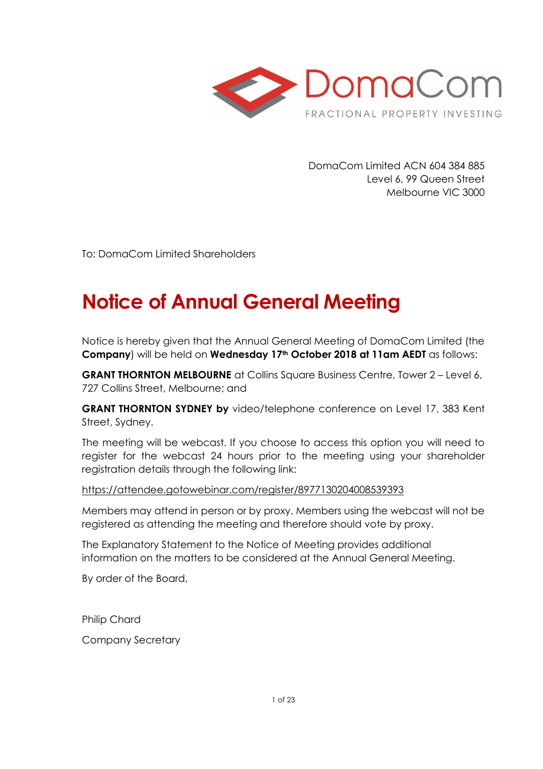DomaCom Limited ACN 604 384 885
Level 6, 99 Queen Street
Melbourne VIC 3000

To: DomaCom Limited Shareholders

# Notice of Annual General Meeting

Notice is hereby given that the Annual General Meeting of DomaCom Limited (the **Company**) will be held on **Wednesday 17th October 2018 at 11am AEDT** as follows:

**GRANT THORNTON MELBOURNE** at Collins Square Business Centre, Tower 2 – Level 6, 727 Collins Street, Melbourne; and

**GRANT THORNTON SYDNEY by** video/telephone conference on Level 17, 383 Kent Street, Sydney.

The meeting will be webcast. If you choose to access this option you will need to register for the webcast 24 hours prior to the meeting using your shareholder registration details through the following link:

https://attendee.gotowebinar.com/register/8977130204008539393

Members may attend in person or by proxy. Members using the webcast will not be registered as attending the meeting and therefore should vote by proxy.

The Explanatory Statement to the Notice of Meeting provides additional information on the matters to be considered at the Annual General Meeting.

By order of the Board,

Philip Chard

Company Secretary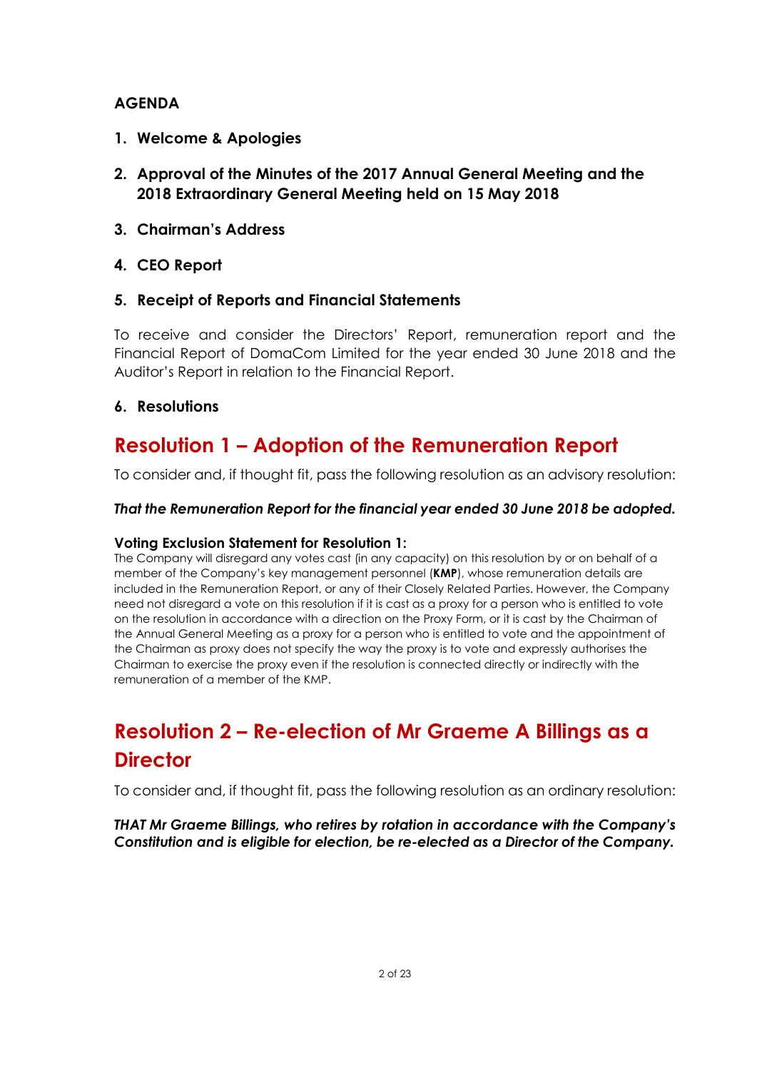## AGENDA

1. **Welcome & Apologies**

2. **Approval of the Minutes of the 2017 Annual General Meeting and the 2018 Extraordinary General Meeting held on 15 May 2018**

3. **Chairman's Address**

4. **CEO Report**

5. **Receipt of Reports and Financial Statements**

To receive and consider the Directors' Report, remuneration report and the Financial Report of DomaCom Limited for the year ended 30 June 2018 and the Auditor's Report in relation to the Financial Report.

6. **Resolutions**

## Resolution 1 – Adoption of the Remuneration Report

To consider and, if thought fit, pass the following resolution as an advisory resolution:

***That the Remuneration Report for the financial year ended 30 June 2018 be adopted.***

**Voting Exclusion Statement for Resolution 1:**

The Company will disregard any votes cast (in any capacity) on this resolution by or on behalf of a member of the Company's key management personnel (**KMP**), whose remuneration details are included in the Remuneration Report, or any of their Closely Related Parties. However, the Company need not disregard a vote on this resolution if it is cast as a proxy for a person who is entitled to vote on the resolution in accordance with a direction on the Proxy Form, or it is cast by the Chairman of the Annual General Meeting as a proxy for a person who is entitled to vote and the appointment of the Chairman as proxy does not specify the way the proxy is to vote and expressly authorises the Chairman to exercise the proxy even if the resolution is connected directly or indirectly with the remuneration of a member of the KMP.

## Resolution 2 – Re-election of Mr Graeme A Billings as a Director

To consider and, if thought fit, pass the following resolution as an ordinary resolution:

***THAT Mr Graeme Billings, who retires by rotation in accordance with the Company's Constitution and is eligible for election, be re-elected as a Director of the Company.***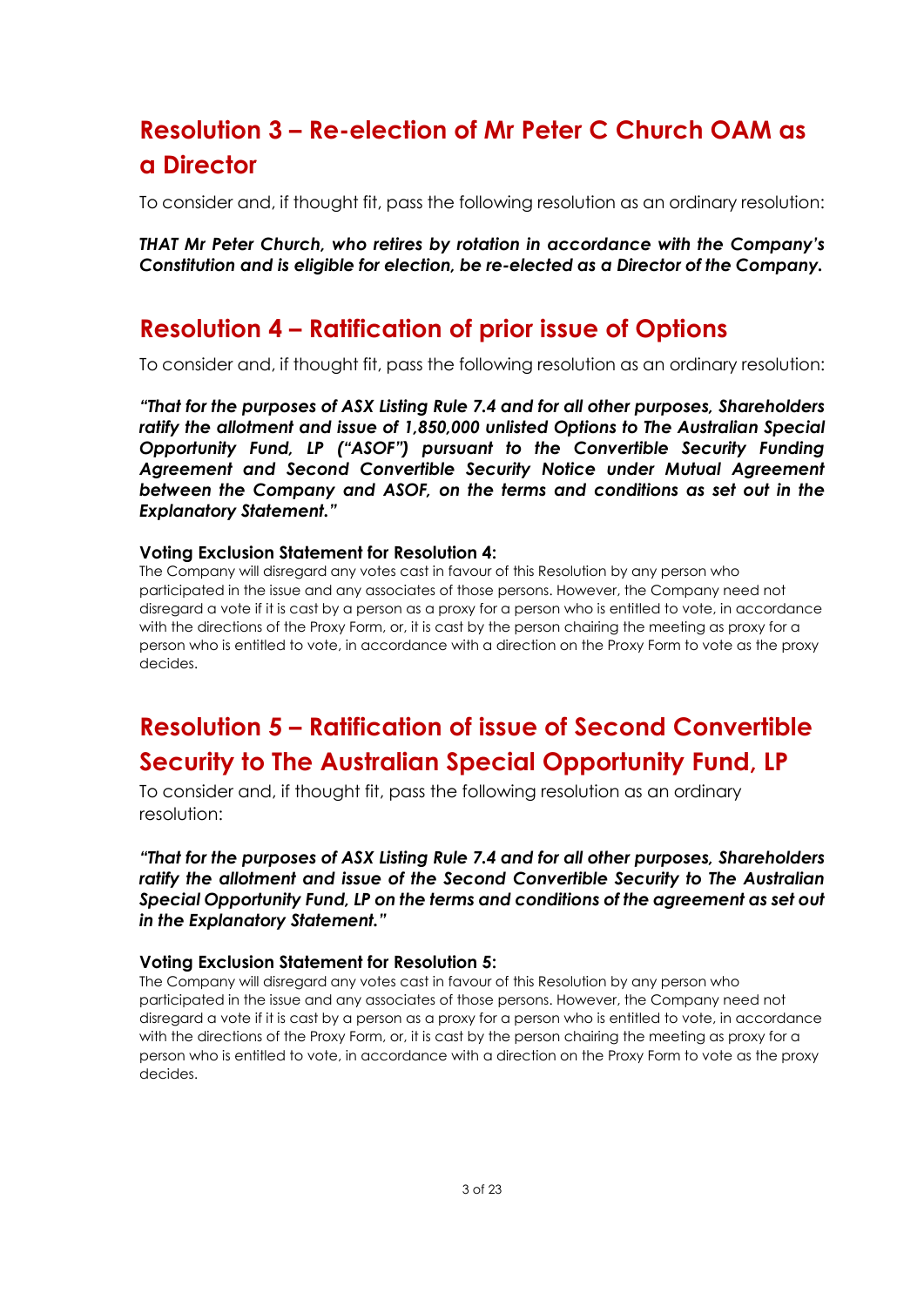## Resolution 3 – Re-election of Mr Peter C Church OAM as a Director

To consider and, if thought fit, pass the following resolution as an ordinary resolution:

***THAT Mr Peter Church, who retires by rotation in accordance with the Company's Constitution and is eligible for election, be re-elected as a Director of the Company.***

## Resolution 4 – Ratification of prior issue of Options

To consider and, if thought fit, pass the following resolution as an ordinary resolution:

***"That for the purposes of ASX Listing Rule 7.4 and for all other purposes, Shareholders ratify the allotment and issue of 1,850,000 unlisted Options to The Australian Special Opportunity Fund, LP ("ASOF") pursuant to the Convertible Security Funding Agreement and Second Convertible Security Notice under Mutual Agreement between the Company and ASOF, on the terms and conditions as set out in the Explanatory Statement."***

**Voting Exclusion Statement for Resolution 4:**

The Company will disregard any votes cast in favour of this Resolution by any person who participated in the issue and any associates of those persons. However, the Company need not disregard a vote if it is cast by a person as a proxy for a person who is entitled to vote, in accordance with the directions of the Proxy Form, or, it is cast by the person chairing the meeting as proxy for a person who is entitled to vote, in accordance with a direction on the Proxy Form to vote as the proxy decides.

## Resolution 5 – Ratification of issue of Second Convertible Security to The Australian Special Opportunity Fund, LP

To consider and, if thought fit, pass the following resolution as an ordinary resolution:

***"That for the purposes of ASX Listing Rule 7.4 and for all other purposes, Shareholders ratify the allotment and issue of the Second Convertible Security to The Australian Special Opportunity Fund, LP on the terms and conditions of the agreement as set out in the Explanatory Statement."***

**Voting Exclusion Statement for Resolution 5:**

The Company will disregard any votes cast in favour of this Resolution by any person who participated in the issue and any associates of those persons. However, the Company need not disregard a vote if it is cast by a person as a proxy for a person who is entitled to vote, in accordance with the directions of the Proxy Form, or, it is cast by the person chairing the meeting as proxy for a person who is entitled to vote, in accordance with a direction on the Proxy Form to vote as the proxy decides.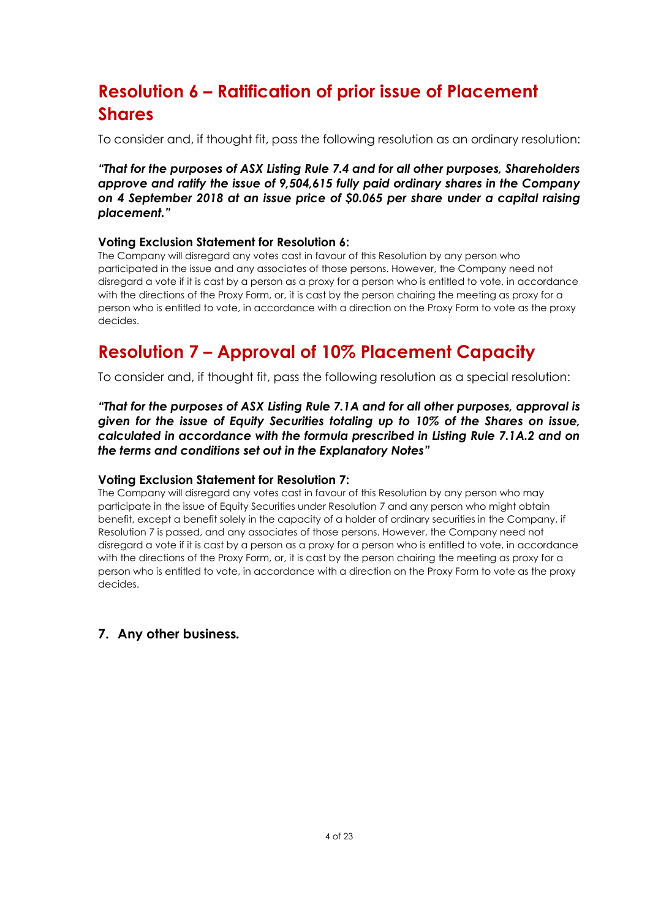## Resolution 6 – Ratification of prior issue of Placement Shares

To consider and, if thought fit, pass the following resolution as an ordinary resolution:

***"That for the purposes of ASX Listing Rule 7.4 and for all other purposes, Shareholders approve and ratify the issue of 9,504,615 fully paid ordinary shares in the Company on 4 September 2018 at an issue price of $0.065 per share under a capital raising placement."***

### Voting Exclusion Statement for Resolution 6:

The Company will disregard any votes cast in favour of this Resolution by any person who participated in the issue and any associates of those persons. However, the Company need not disregard a vote if it is cast by a person as a proxy for a person who is entitled to vote, in accordance with the directions of the Proxy Form, or, it is cast by the person chairing the meeting as proxy for a person who is entitled to vote, in accordance with a direction on the Proxy Form to vote as the proxy decides.

## Resolution 7 – Approval of 10% Placement Capacity

To consider and, if thought fit, pass the following resolution as a special resolution:

***"That for the purposes of ASX Listing Rule 7.1A and for all other purposes, approval is given for the issue of Equity Securities totaling up to 10% of the Shares on issue, calculated in accordance with the formula prescribed in Listing Rule 7.1A.2 and on the terms and conditions set out in the Explanatory Notes"***

### Voting Exclusion Statement for Resolution 7:

The Company will disregard any votes cast in favour of this Resolution by any person who may participate in the issue of Equity Securities under Resolution 7 and any person who might obtain benefit, except a benefit solely in the capacity of a holder of ordinary securities in the Company, if Resolution 7 is passed, and any associates of those persons. However, the Company need not disregard a vote if it is cast by a person as a proxy for a person who is entitled to vote, in accordance with the directions of the Proxy Form, or, it is cast by the person chairing the meeting as proxy for a person who is entitled to vote, in accordance with a direction on the Proxy Form to vote as the proxy decides.

### 7. Any other business.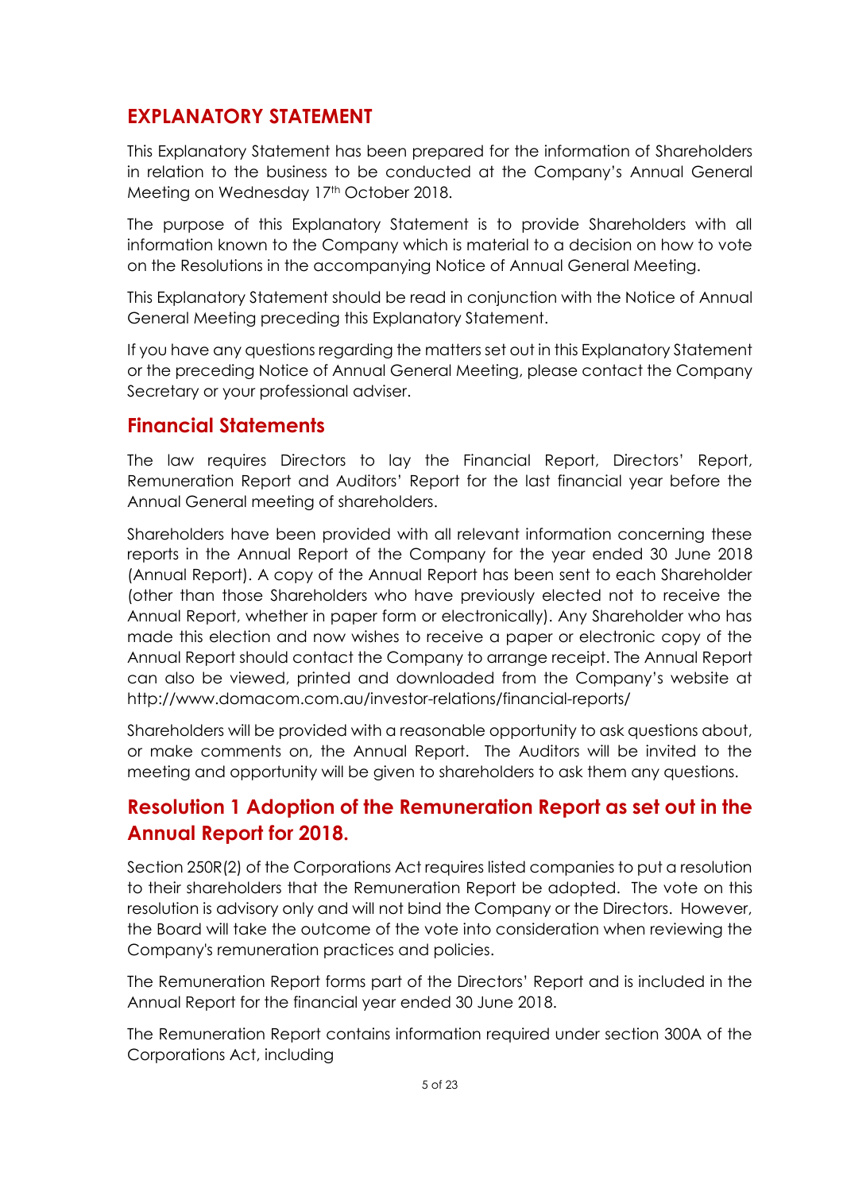## EXPLANATORY STATEMENT

This Explanatory Statement has been prepared for the information of Shareholders in relation to the business to be conducted at the Company's Annual General Meeting on Wednesday 17th October 2018.

The purpose of this Explanatory Statement is to provide Shareholders with all information known to the Company which is material to a decision on how to vote on the Resolutions in the accompanying Notice of Annual General Meeting.

This Explanatory Statement should be read in conjunction with the Notice of Annual General Meeting preceding this Explanatory Statement.

If you have any questions regarding the matters set out in this Explanatory Statement or the preceding Notice of Annual General Meeting, please contact the Company Secretary or your professional adviser.

## Financial Statements

The law requires Directors to lay the Financial Report, Directors' Report, Remuneration Report and Auditors' Report for the last financial year before the Annual General meeting of shareholders.

Shareholders have been provided with all relevant information concerning these reports in the Annual Report of the Company for the year ended 30 June 2018 (Annual Report). A copy of the Annual Report has been sent to each Shareholder (other than those Shareholders who have previously elected not to receive the Annual Report, whether in paper form or electronically). Any Shareholder who has made this election and now wishes to receive a paper or electronic copy of the Annual Report should contact the Company to arrange receipt. The Annual Report can also be viewed, printed and downloaded from the Company's website at http://www.domacom.com.au/investor-relations/financial-reports/

Shareholders will be provided with a reasonable opportunity to ask questions about, or make comments on, the Annual Report. The Auditors will be invited to the meeting and opportunity will be given to shareholders to ask them any questions.

## Resolution 1 Adoption of the Remuneration Report as set out in the Annual Report for 2018.

Section 250R(2) of the Corporations Act requires listed companies to put a resolution to their shareholders that the Remuneration Report be adopted. The vote on this resolution is advisory only and will not bind the Company or the Directors. However, the Board will take the outcome of the vote into consideration when reviewing the Company's remuneration practices and policies.

The Remuneration Report forms part of the Directors' Report and is included in the Annual Report for the financial year ended 30 June 2018.

The Remuneration Report contains information required under section 300A of the Corporations Act, including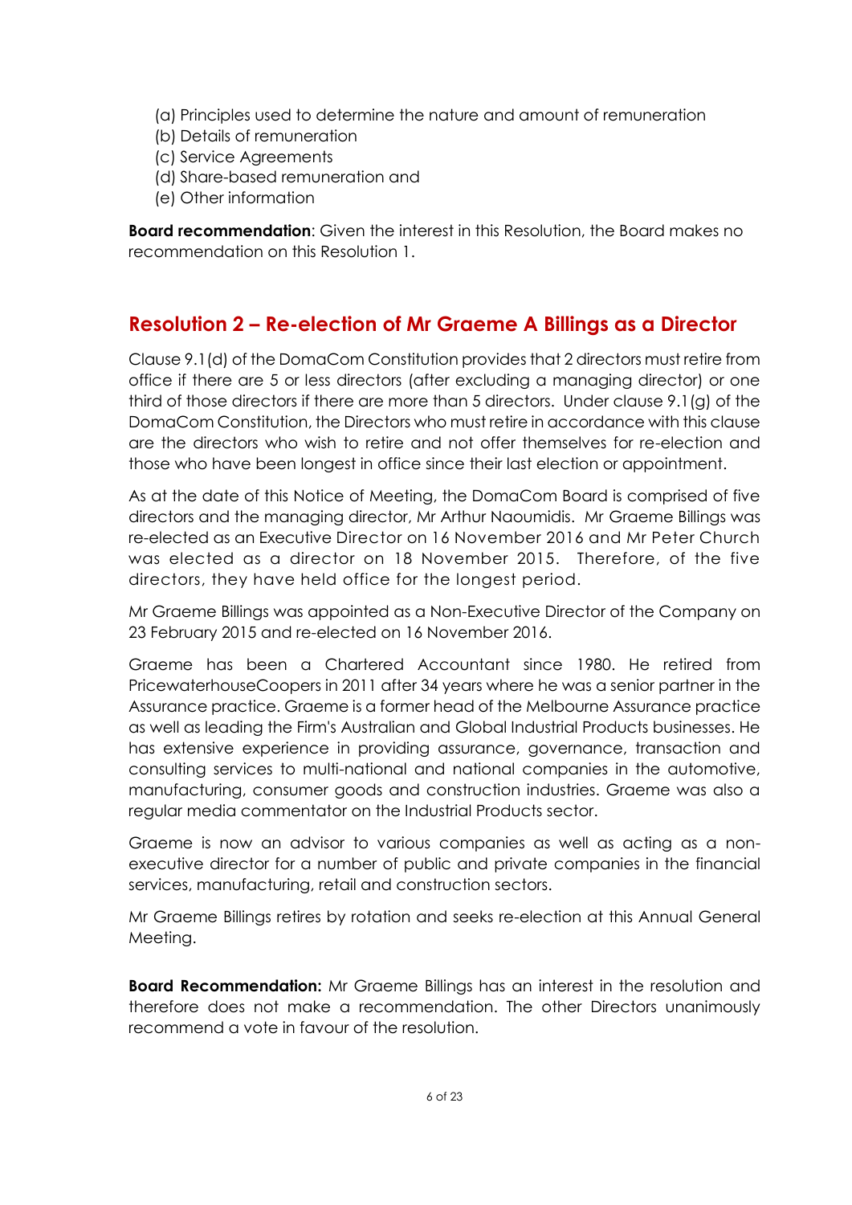(a) Principles used to determine the nature and amount of remuneration
(b) Details of remuneration
(c) Service Agreements
(d) Share-based remuneration and
(e) Other information

**Board recommendation**: Given the interest in this Resolution, the Board makes no recommendation on this Resolution 1.

## Resolution 2 – Re-election of Mr Graeme A Billings as a Director

Clause 9.1(d) of the DomaCom Constitution provides that 2 directors must retire from office if there are 5 or less directors (after excluding a managing director) or one third of those directors if there are more than 5 directors. Under clause 9.1(g) of the DomaCom Constitution, the Directors who must retire in accordance with this clause are the directors who wish to retire and not offer themselves for re-election and those who have been longest in office since their last election or appointment.

As at the date of this Notice of Meeting, the DomaCom Board is comprised of five directors and the managing director, Mr Arthur Naoumidis. Mr Graeme Billings was re-elected as an Executive Director on 16 November 2016 and Mr Peter Church was elected as a director on 18 November 2015. Therefore, of the five directors, they have held office for the longest period.

Mr Graeme Billings was appointed as a Non-Executive Director of the Company on 23 February 2015 and re-elected on 16 November 2016.

Graeme has been a Chartered Accountant since 1980. He retired from PricewaterhouseCoopers in 2011 after 34 years where he was a senior partner in the Assurance practice. Graeme is a former head of the Melbourne Assurance practice as well as leading the Firm's Australian and Global Industrial Products businesses. He has extensive experience in providing assurance, governance, transaction and consulting services to multi-national and national companies in the automotive, manufacturing, consumer goods and construction industries. Graeme was also a regular media commentator on the Industrial Products sector.

Graeme is now an advisor to various companies as well as acting as a non-executive director for a number of public and private companies in the financial services, manufacturing, retail and construction sectors.

Mr Graeme Billings retires by rotation and seeks re-election at this Annual General Meeting.

**Board Recommendation:** Mr Graeme Billings has an interest in the resolution and therefore does not make a recommendation. The other Directors unanimously recommend a vote in favour of the resolution.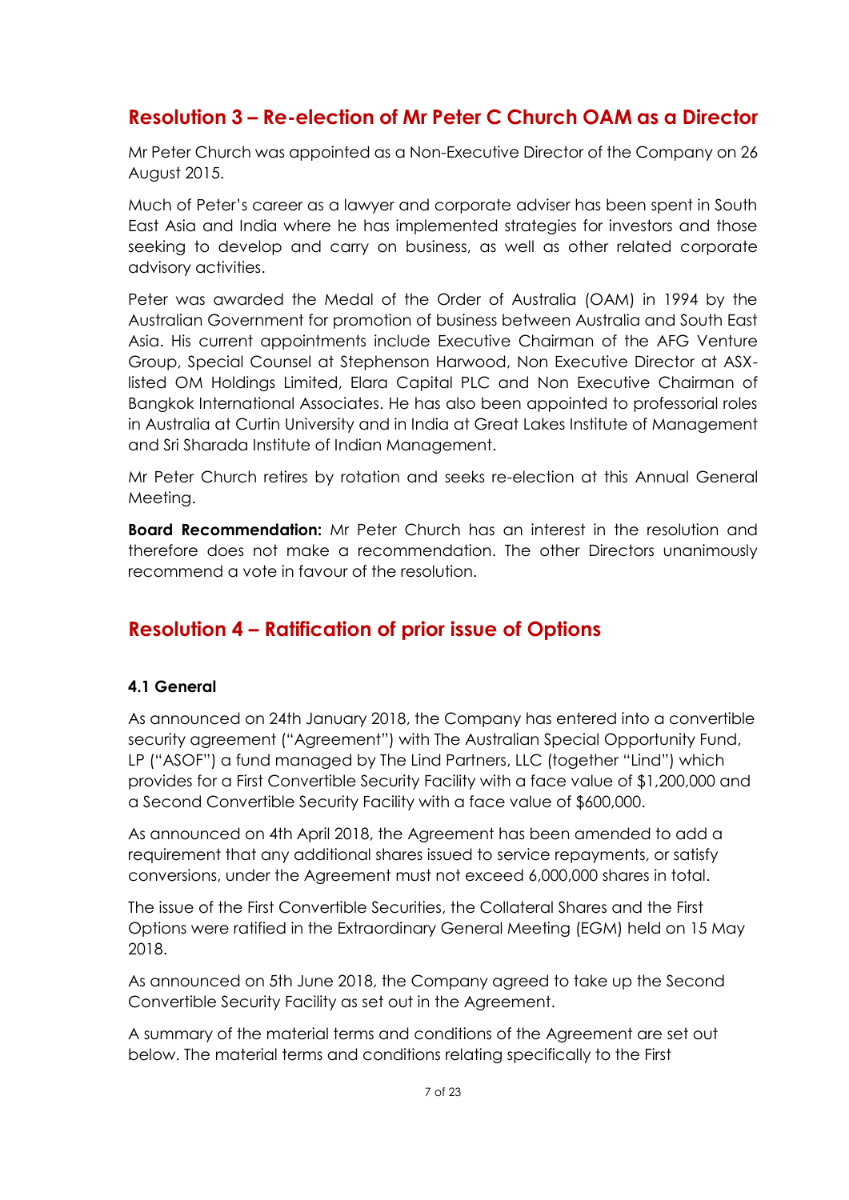## Resolution 3 – Re-election of Mr Peter C Church OAM as a Director

Mr Peter Church was appointed as a Non-Executive Director of the Company on 26 August 2015.

Much of Peter's career as a lawyer and corporate adviser has been spent in South East Asia and India where he has implemented strategies for investors and those seeking to develop and carry on business, as well as other related corporate advisory activities.

Peter was awarded the Medal of the Order of Australia (OAM) in 1994 by the Australian Government for promotion of business between Australia and South East Asia. His current appointments include Executive Chairman of the AFG Venture Group, Special Counsel at Stephenson Harwood, Non Executive Director at ASX-listed OM Holdings Limited, Elara Capital PLC and Non Executive Chairman of Bangkok International Associates. He has also been appointed to professorial roles in Australia at Curtin University and in India at Great Lakes Institute of Management and Sri Sharada Institute of Indian Management.

Mr Peter Church retires by rotation and seeks re-election at this Annual General Meeting.

**Board Recommendation:** Mr Peter Church has an interest in the resolution and therefore does not make a recommendation. The other Directors unanimously recommend a vote in favour of the resolution.

## Resolution 4 – Ratification of prior issue of Options

### 4.1 General

As announced on 24th January 2018, the Company has entered into a convertible security agreement ("Agreement") with The Australian Special Opportunity Fund, LP ("ASOF") a fund managed by The Lind Partners, LLC (together "Lind") which provides for a First Convertible Security Facility with a face value of $1,200,000 and a Second Convertible Security Facility with a face value of $600,000.

As announced on 4th April 2018, the Agreement has been amended to add a requirement that any additional shares issued to service repayments, or satisfy conversions, under the Agreement must not exceed 6,000,000 shares in total.

The issue of the First Convertible Securities, the Collateral Shares and the First Options were ratified in the Extraordinary General Meeting (EGM) held on 15 May 2018.

As announced on 5th June 2018, the Company agreed to take up the Second Convertible Security Facility as set out in the Agreement.

A summary of the material terms and conditions of the Agreement are set out below. The material terms and conditions relating specifically to the First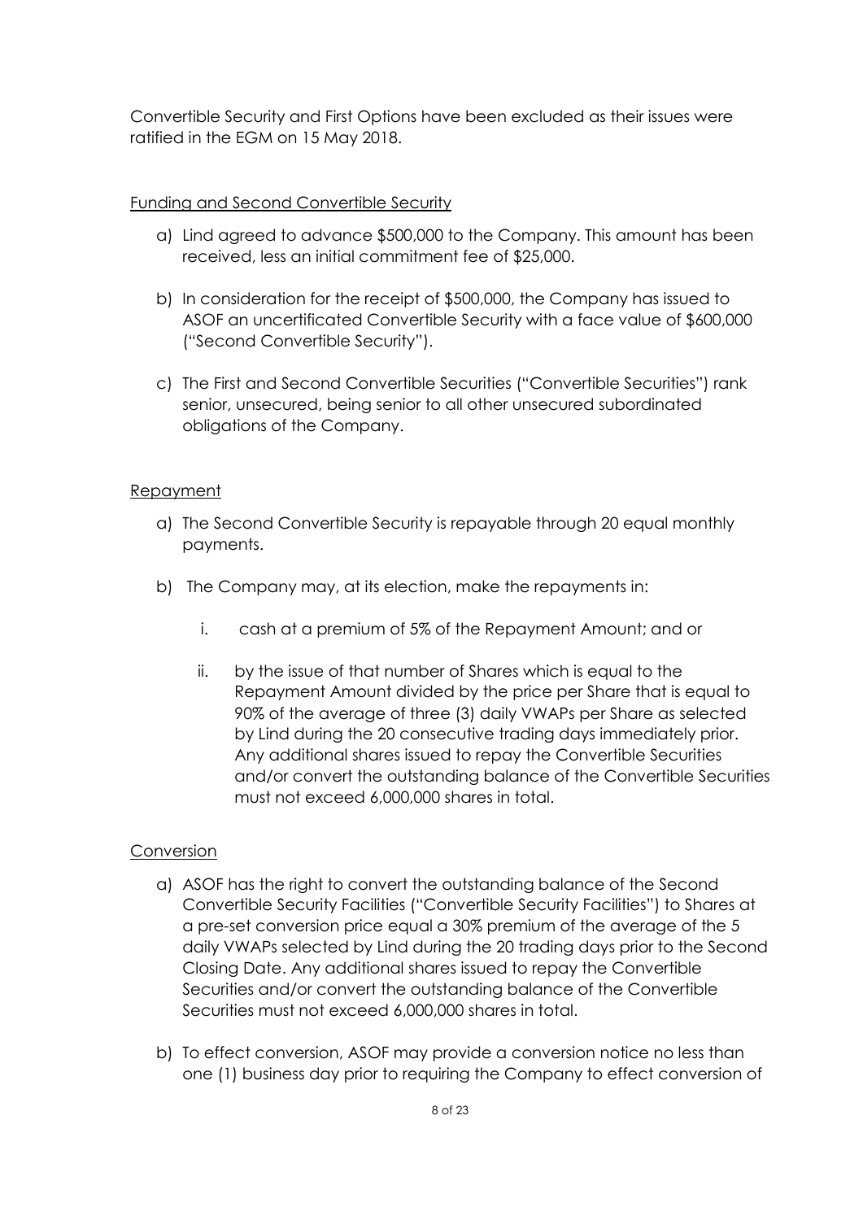Convertible Security and First Options have been excluded as their issues were ratified in the EGM on 15 May 2018.

Funding and Second Convertible Security

a) Lind agreed to advance $500,000 to the Company. This amount has been received, less an initial commitment fee of $25,000.

b) In consideration for the receipt of $500,000, the Company has issued to ASOF an uncertificated Convertible Security with a face value of $600,000 ("Second Convertible Security").

c) The First and Second Convertible Securities ("Convertible Securities") rank senior, unsecured, being senior to all other unsecured subordinated obligations of the Company.

Repayment

a) The Second Convertible Security is repayable through 20 equal monthly payments.

b) The Company may, at its election, make the repayments in:

   i. cash at a premium of 5% of the Repayment Amount; and or

   ii. by the issue of that number of Shares which is equal to the Repayment Amount divided by the price per Share that is equal to 90% of the average of three (3) daily VWAPs per Share as selected by Lind during the 20 consecutive trading days immediately prior. Any additional shares issued to repay the Convertible Securities and/or convert the outstanding balance of the Convertible Securities must not exceed 6,000,000 shares in total.

Conversion

a) ASOF has the right to convert the outstanding balance of the Second Convertible Security Facilities ("Convertible Security Facilities") to Shares at a pre-set conversion price equal a 30% premium of the average of the 5 daily VWAPs selected by Lind during the 20 trading days prior to the Second Closing Date. Any additional shares issued to repay the Convertible Securities and/or convert the outstanding balance of the Convertible Securities must not exceed 6,000,000 shares in total.

b) To effect conversion, ASOF may provide a conversion notice no less than one (1) business day prior to requiring the Company to effect conversion of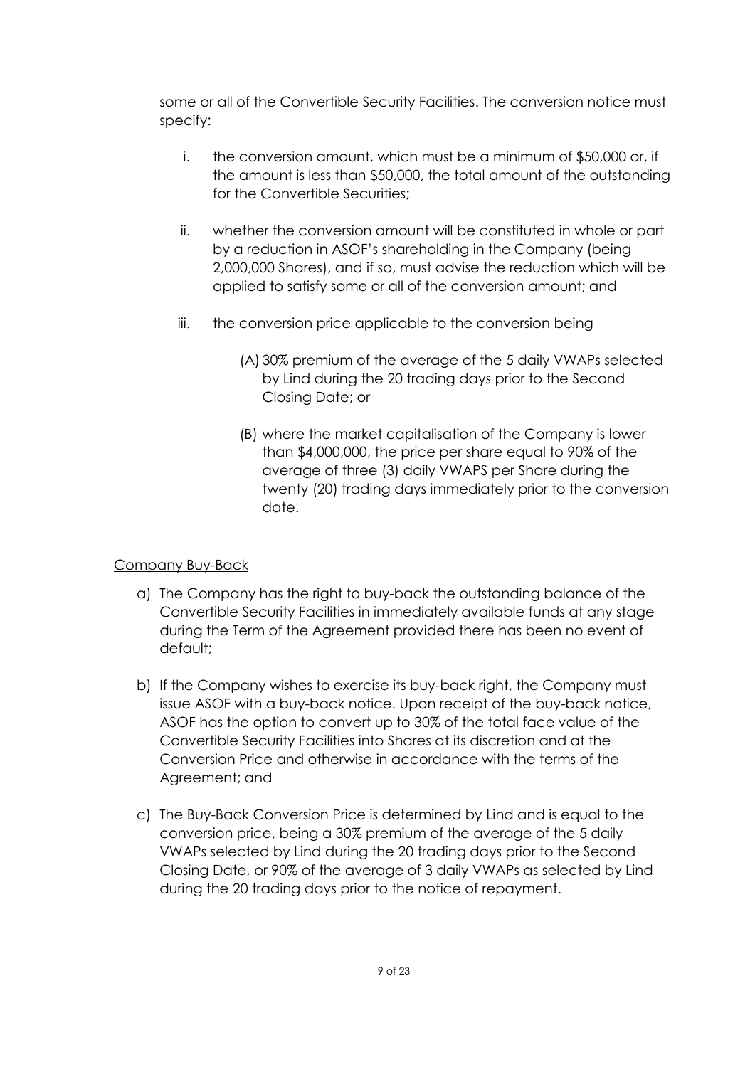some or all of the Convertible Security Facilities. The conversion notice must specify:

i. the conversion amount, which must be a minimum of $50,000 or, if the amount is less than $50,000, the total amount of the outstanding for the Convertible Securities;

ii. whether the conversion amount will be constituted in whole or part by a reduction in ASOF's shareholding in the Company (being 2,000,000 Shares), and if so, must advise the reduction which will be applied to satisfy some or all of the conversion amount; and

iii. the conversion price applicable to the conversion being

    (A) 30% premium of the average of the 5 daily VWAPs selected by Lind during the 20 trading days prior to the Second Closing Date; or

    (B) where the market capitalisation of the Company is lower than $4,000,000, the price per share equal to 90% of the average of three (3) daily VWAPS per Share during the twenty (20) trading days immediately prior to the conversion date.

<u>Company Buy-Back</u>

a) The Company has the right to buy-back the outstanding balance of the Convertible Security Facilities in immediately available funds at any stage during the Term of the Agreement provided there has been no event of default;

b) If the Company wishes to exercise its buy-back right, the Company must issue ASOF with a buy-back notice. Upon receipt of the buy-back notice, ASOF has the option to convert up to 30% of the total face value of the Convertible Security Facilities into Shares at its discretion and at the Conversion Price and otherwise in accordance with the terms of the Agreement; and

c) The Buy-Back Conversion Price is determined by Lind and is equal to the conversion price, being a 30% premium of the average of the 5 daily VWAPs selected by Lind during the 20 trading days prior to the Second Closing Date, or 90% of the average of 3 daily VWAPs as selected by Lind during the 20 trading days prior to the notice of repayment.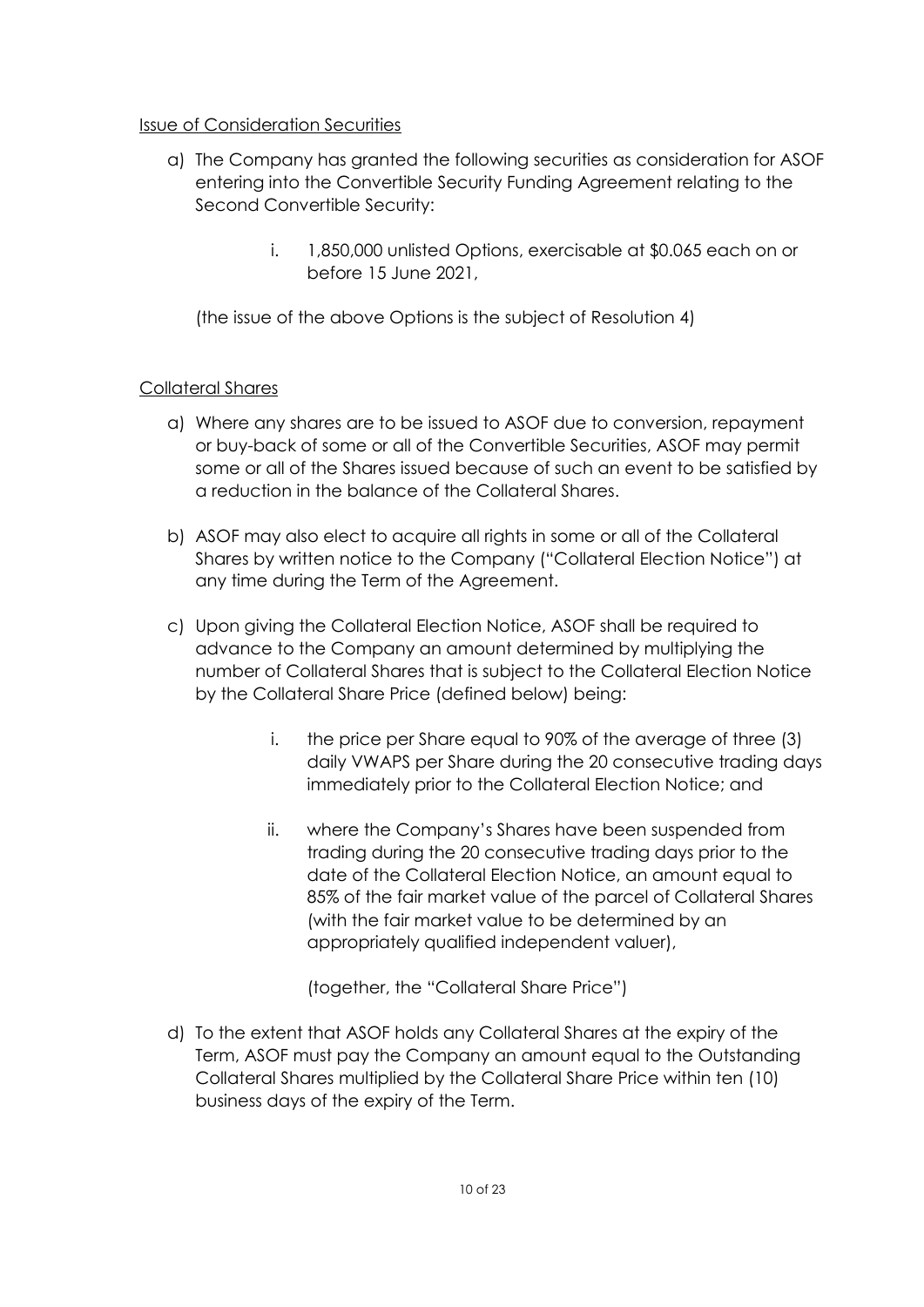Issue of Consideration Securities

a) The Company has granted the following securities as consideration for ASOF entering into the Convertible Security Funding Agreement relating to the Second Convertible Security:

    i. 1,850,000 unlisted Options, exercisable at $0.065 each on or before 15 June 2021,

(the issue of the above Options is the subject of Resolution 4)

Collateral Shares

a) Where any shares are to be issued to ASOF due to conversion, repayment or buy-back of some or all of the Convertible Securities, ASOF may permit some or all of the Shares issued because of such an event to be satisfied by a reduction in the balance of the Collateral Shares.

b) ASOF may also elect to acquire all rights in some or all of the Collateral Shares by written notice to the Company ("Collateral Election Notice") at any time during the Term of the Agreement.

c) Upon giving the Collateral Election Notice, ASOF shall be required to advance to the Company an amount determined by multiplying the number of Collateral Shares that is subject to the Collateral Election Notice by the Collateral Share Price (defined below) being:

    i. the price per Share equal to 90% of the average of three (3) daily VWAPS per Share during the 20 consecutive trading days immediately prior to the Collateral Election Notice; and

    ii. where the Company's Shares have been suspended from trading during the 20 consecutive trading days prior to the date of the Collateral Election Notice, an amount equal to 85% of the fair market value of the parcel of Collateral Shares (with the fair market value to be determined by an appropriately qualified independent valuer),

    (together, the "Collateral Share Price")

d) To the extent that ASOF holds any Collateral Shares at the expiry of the Term, ASOF must pay the Company an amount equal to the Outstanding Collateral Shares multiplied by the Collateral Share Price within ten (10) business days of the expiry of the Term.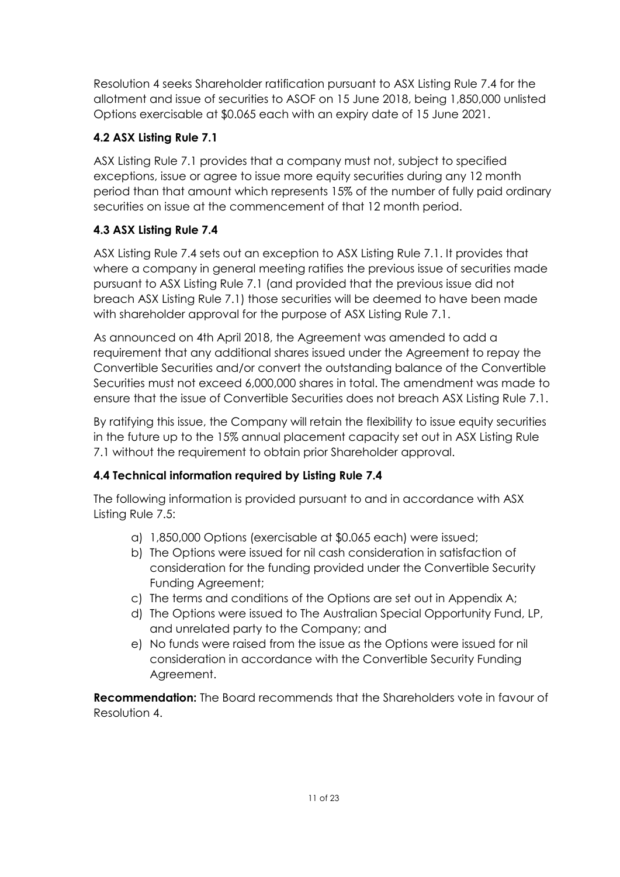Resolution 4 seeks Shareholder ratification pursuant to ASX Listing Rule 7.4 for the allotment and issue of securities to ASOF on 15 June 2018, being 1,850,000 unlisted Options exercisable at $0.065 each with an expiry date of 15 June 2021.

### 4.2 ASX Listing Rule 7.1

ASX Listing Rule 7.1 provides that a company must not, subject to specified exceptions, issue or agree to issue more equity securities during any 12 month period than that amount which represents 15% of the number of fully paid ordinary securities on issue at the commencement of that 12 month period.

### 4.3 ASX Listing Rule 7.4

ASX Listing Rule 7.4 sets out an exception to ASX Listing Rule 7.1. It provides that where a company in general meeting ratifies the previous issue of securities made pursuant to ASX Listing Rule 7.1 (and provided that the previous issue did not breach ASX Listing Rule 7.1) those securities will be deemed to have been made with shareholder approval for the purpose of ASX Listing Rule 7.1.

As announced on 4th April 2018, the Agreement was amended to add a requirement that any additional shares issued under the Agreement to repay the Convertible Securities and/or convert the outstanding balance of the Convertible Securities must not exceed 6,000,000 shares in total. The amendment was made to ensure that the issue of Convertible Securities does not breach ASX Listing Rule 7.1.

By ratifying this issue, the Company will retain the flexibility to issue equity securities in the future up to the 15% annual placement capacity set out in ASX Listing Rule 7.1 without the requirement to obtain prior Shareholder approval.

### 4.4 Technical information required by Listing Rule 7.4

The following information is provided pursuant to and in accordance with ASX Listing Rule 7.5:

a) 1,850,000 Options (exercisable at $0.065 each) were issued;
b) The Options were issued for nil cash consideration in satisfaction of consideration for the funding provided under the Convertible Security Funding Agreement;
c) The terms and conditions of the Options are set out in Appendix A;
d) The Options were issued to The Australian Special Opportunity Fund, LP, and unrelated party to the Company; and
e) No funds were raised from the issue as the Options were issued for nil consideration in accordance with the Convertible Security Funding Agreement.

**Recommendation:** The Board recommends that the Shareholders vote in favour of Resolution 4.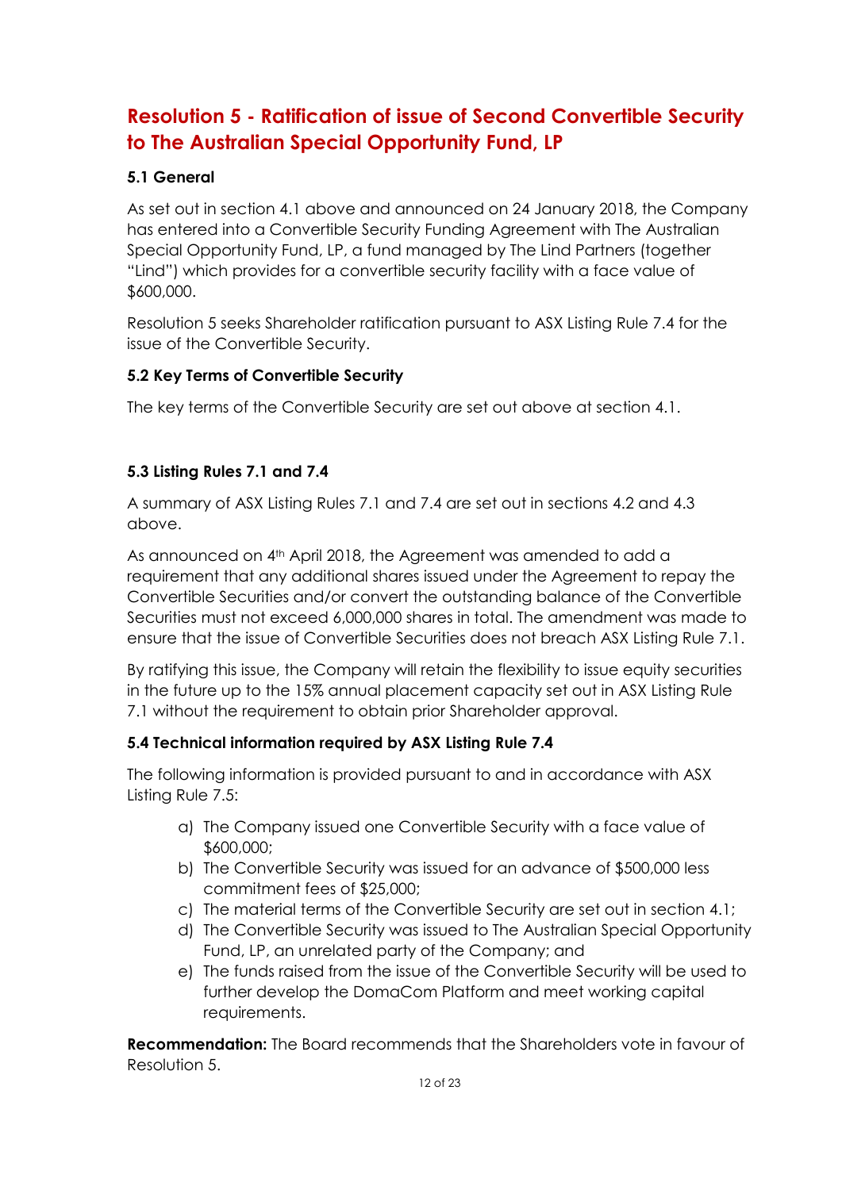# Resolution 5 - Ratification of issue of Second Convertible Security to The Australian Special Opportunity Fund, LP

### 5.1 General

As set out in section 4.1 above and announced on 24 January 2018, the Company has entered into a Convertible Security Funding Agreement with The Australian Special Opportunity Fund, LP, a fund managed by The Lind Partners (together "Lind") which provides for a convertible security facility with a face value of $600,000.

Resolution 5 seeks Shareholder ratification pursuant to ASX Listing Rule 7.4 for the issue of the Convertible Security.

### 5.2 Key Terms of Convertible Security

The key terms of the Convertible Security are set out above at section 4.1.

### 5.3 Listing Rules 7.1 and 7.4

A summary of ASX Listing Rules 7.1 and 7.4 are set out in sections 4.2 and 4.3 above.

As announced on 4th April 2018, the Agreement was amended to add a requirement that any additional shares issued under the Agreement to repay the Convertible Securities and/or convert the outstanding balance of the Convertible Securities must not exceed 6,000,000 shares in total. The amendment was made to ensure that the issue of Convertible Securities does not breach ASX Listing Rule 7.1.

By ratifying this issue, the Company will retain the flexibility to issue equity securities in the future up to the 15% annual placement capacity set out in ASX Listing Rule 7.1 without the requirement to obtain prior Shareholder approval.

### 5.4 Technical information required by ASX Listing Rule 7.4

The following information is provided pursuant to and in accordance with ASX Listing Rule 7.5:

a) The Company issued one Convertible Security with a face value of $600,000;
b) The Convertible Security was issued for an advance of $500,000 less commitment fees of $25,000;
c) The material terms of the Convertible Security are set out in section 4.1;
d) The Convertible Security was issued to The Australian Special Opportunity Fund, LP, an unrelated party of the Company; and
e) The funds raised from the issue of the Convertible Security will be used to further develop the DomaCom Platform and meet working capital requirements.

**Recommendation:** The Board recommends that the Shareholders vote in favour of Resolution 5.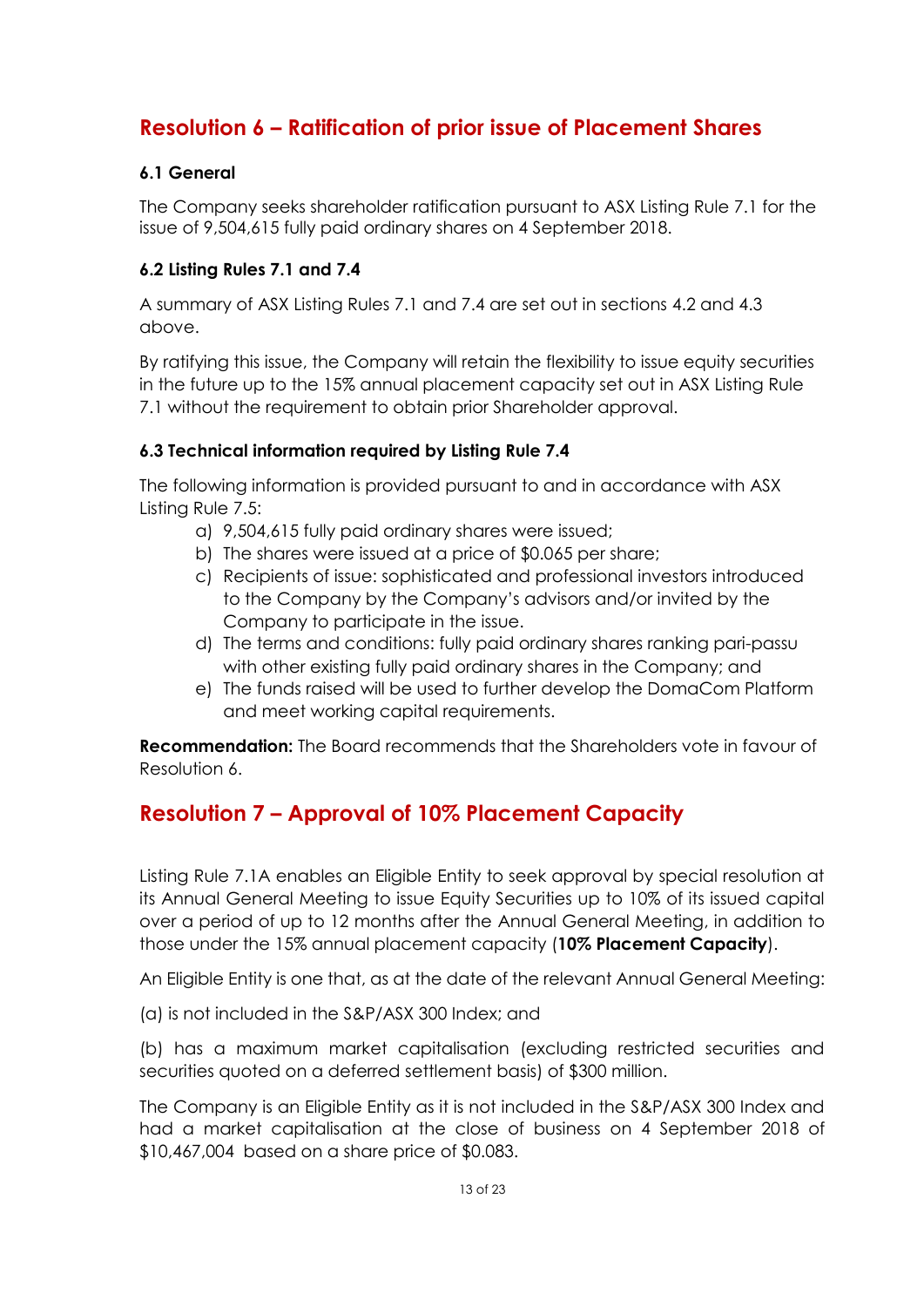## Resolution 6 – Ratification of prior issue of Placement Shares

### 6.1 General

The Company seeks shareholder ratification pursuant to ASX Listing Rule 7.1 for the issue of 9,504,615 fully paid ordinary shares on 4 September 2018.

### 6.2 Listing Rules 7.1 and 7.4

A summary of ASX Listing Rules 7.1 and 7.4 are set out in sections 4.2 and 4.3 above.

By ratifying this issue, the Company will retain the flexibility to issue equity securities in the future up to the 15% annual placement capacity set out in ASX Listing Rule 7.1 without the requirement to obtain prior Shareholder approval.

### 6.3 Technical information required by Listing Rule 7.4

The following information is provided pursuant to and in accordance with ASX Listing Rule 7.5:

a) 9,504,615 fully paid ordinary shares were issued;
b) The shares were issued at a price of $0.065 per share;
c) Recipients of issue: sophisticated and professional investors introduced to the Company by the Company's advisors and/or invited by the Company to participate in the issue.
d) The terms and conditions: fully paid ordinary shares ranking pari-passu with other existing fully paid ordinary shares in the Company; and
e) The funds raised will be used to further develop the DomaCom Platform and meet working capital requirements.

**Recommendation:** The Board recommends that the Shareholders vote in favour of Resolution 6.

## Resolution 7 – Approval of 10% Placement Capacity

Listing Rule 7.1A enables an Eligible Entity to seek approval by special resolution at its Annual General Meeting to issue Equity Securities up to 10% of its issued capital over a period of up to 12 months after the Annual General Meeting, in addition to those under the 15% annual placement capacity (**10% Placement Capacity**).

An Eligible Entity is one that, as at the date of the relevant Annual General Meeting:

(a) is not included in the S&P/ASX 300 Index; and

(b) has a maximum market capitalisation (excluding restricted securities and securities quoted on a deferred settlement basis) of $300 million.

The Company is an Eligible Entity as it is not included in the S&P/ASX 300 Index and had a market capitalisation at the close of business on 4 September 2018 of $10,467,004 based on a share price of $0.083.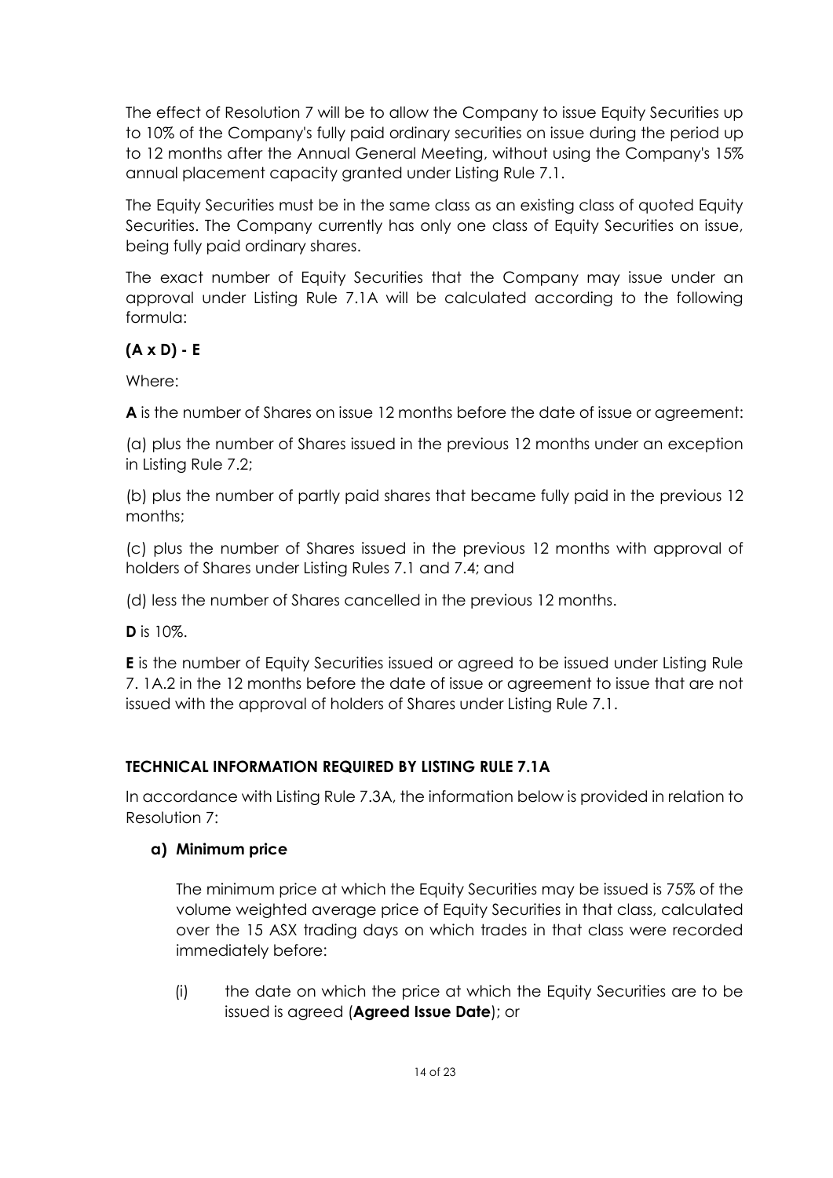The effect of Resolution 7 will be to allow the Company to issue Equity Securities up to 10% of the Company's fully paid ordinary securities on issue during the period up to 12 months after the Annual General Meeting, without using the Company's 15% annual placement capacity granted under Listing Rule 7.1.

The Equity Securities must be in the same class as an existing class of quoted Equity Securities. The Company currently has only one class of Equity Securities on issue, being fully paid ordinary shares.

The exact number of Equity Securities that the Company may issue under an approval under Listing Rule 7.1A will be calculated according to the following formula:

**(A x D) - E**

Where:

**A** is the number of Shares on issue 12 months before the date of issue or agreement:

(a) plus the number of Shares issued in the previous 12 months under an exception in Listing Rule 7.2;

(b) plus the number of partly paid shares that became fully paid in the previous 12 months;

(c) plus the number of Shares issued in the previous 12 months with approval of holders of Shares under Listing Rules 7.1 and 7.4; and

(d) less the number of Shares cancelled in the previous 12 months.

**D** is 10%.

**E** is the number of Equity Securities issued or agreed to be issued under Listing Rule 7. 1A.2 in the 12 months before the date of issue or agreement to issue that are not issued with the approval of holders of Shares under Listing Rule 7.1.

## TECHNICAL INFORMATION REQUIRED BY LISTING RULE 7.1A

In accordance with Listing Rule 7.3A, the information below is provided in relation to Resolution 7:

### a) Minimum price

The minimum price at which the Equity Securities may be issued is 75% of the volume weighted average price of Equity Securities in that class, calculated over the 15 ASX trading days on which trades in that class were recorded immediately before:

(i) the date on which the price at which the Equity Securities are to be issued is agreed (**Agreed Issue Date**); or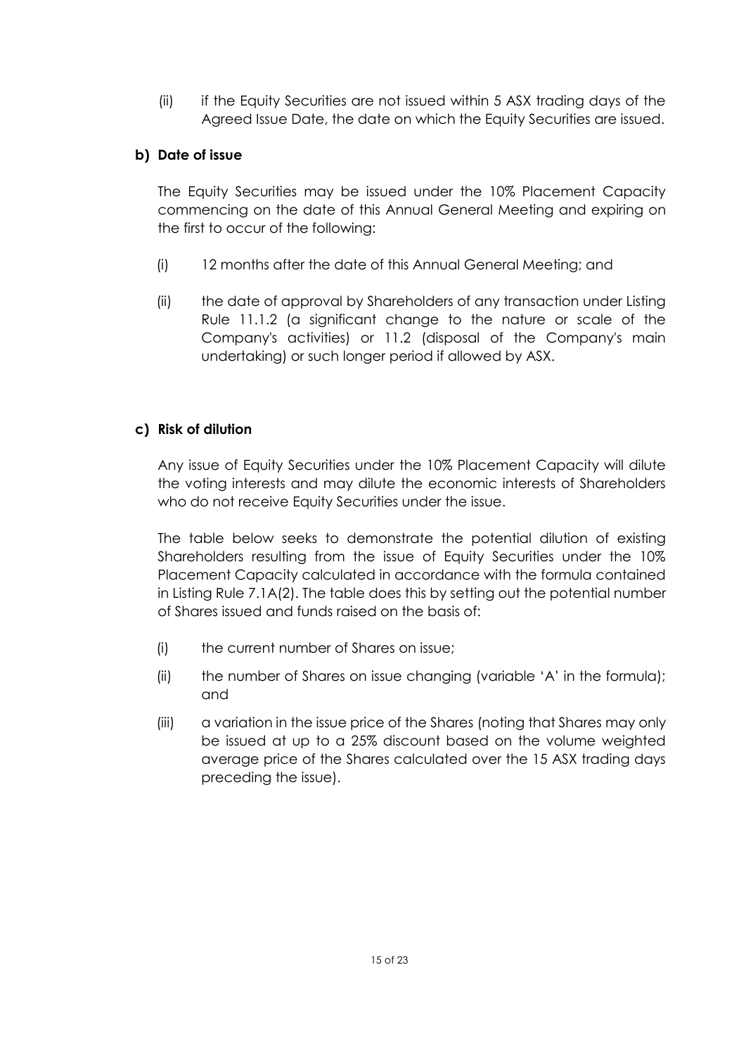(ii) if the Equity Securities are not issued within 5 ASX trading days of the Agreed Issue Date, the date on which the Equity Securities are issued.

**b) Date of issue**

The Equity Securities may be issued under the 10% Placement Capacity commencing on the date of this Annual General Meeting and expiring on the first to occur of the following:

(i) 12 months after the date of this Annual General Meeting; and

(ii) the date of approval by Shareholders of any transaction under Listing Rule 11.1.2 (a significant change to the nature or scale of the Company's activities) or 11.2 (disposal of the Company's main undertaking) or such longer period if allowed by ASX.

**c) Risk of dilution**

Any issue of Equity Securities under the 10% Placement Capacity will dilute the voting interests and may dilute the economic interests of Shareholders who do not receive Equity Securities under the issue.

The table below seeks to demonstrate the potential dilution of existing Shareholders resulting from the issue of Equity Securities under the 10% Placement Capacity calculated in accordance with the formula contained in Listing Rule 7.1A(2). The table does this by setting out the potential number of Shares issued and funds raised on the basis of:

(i) the current number of Shares on issue;

(ii) the number of Shares on issue changing (variable 'A' in the formula); and

(iii) a variation in the issue price of the Shares (noting that Shares may only be issued at up to a 25% discount based on the volume weighted average price of the Shares calculated over the 15 ASX trading days preceding the issue).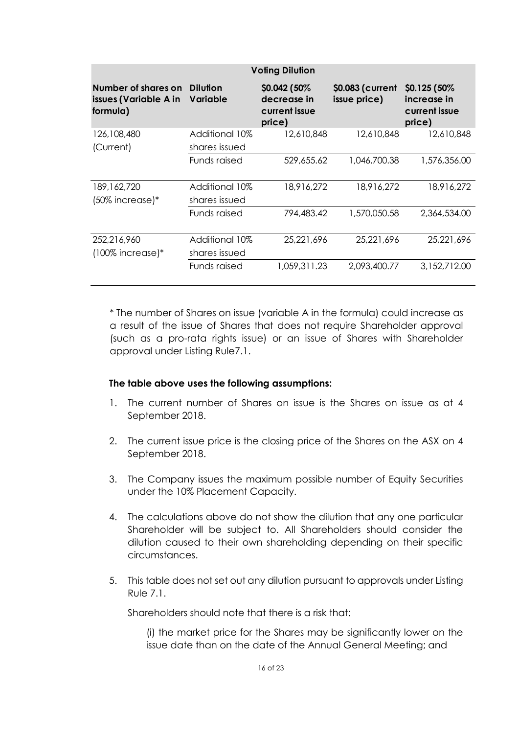| Voting Dilution | | | | |
|---|---|---|---|---|
| **Number of shares on issues (Variable A in formula)** | **Dilution Variable** | **$0.042 (50% decrease in current issue price)** | **$0.083 (current issue price)** | **$0.125 (50% increase in current issue price)** |
| 126,108,480 (Current) | Additional 10% shares issued | 12,610,848 | 12,610,848 | 12,610,848 |
| | Funds raised | 529,655.62 | 1,046,700.38 | 1,576,356.00 |
| 189,162,720 (50% increase)* | Additional 10% shares issued | 18,916,272 | 18,916,272 | 18,916,272 |
| | Funds raised | 794,483.42 | 1,570,050.58 | 2,364,534.00 |
| 252,216,960 (100% increase)* | Additional 10% shares issued | 25,221,696 | 25,221,696 | 25,221,696 |
| | Funds raised | 1,059,311.23 | 2,093,400.77 | 3,152,712.00 |

* The number of Shares on issue (variable A in the formula) could increase as a result of the issue of Shares that does not require Shareholder approval (such as a pro-rata rights issue) or an issue of Shares with Shareholder approval under Listing Rule7.1.

**The table above uses the following assumptions:**

1. The current number of Shares on issue is the Shares on issue as at 4 September 2018.
2. The current issue price is the closing price of the Shares on the ASX on 4 September 2018.
3. The Company issues the maximum possible number of Equity Securities under the 10% Placement Capacity.
4. The calculations above do not show the dilution that any one particular Shareholder will be subject to. All Shareholders should consider the dilution caused to their own shareholding depending on their specific circumstances.
5. This table does not set out any dilution pursuant to approvals under Listing Rule 7.1.

   Shareholders should note that there is a risk that:

   (i) the market price for the Shares may be significantly lower on the issue date than on the date of the Annual General Meeting; and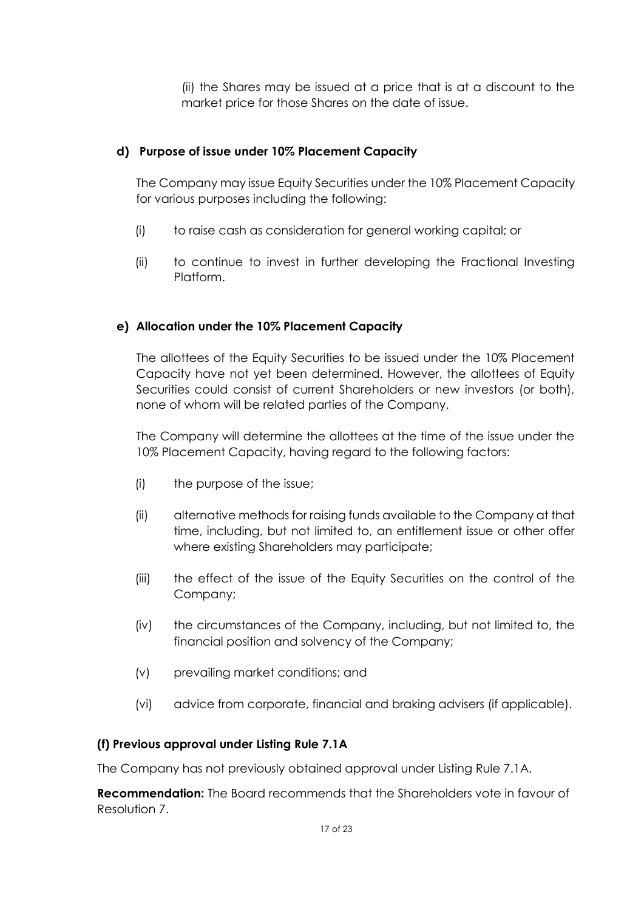(ii) the Shares may be issued at a price that is at a discount to the market price for those Shares on the date of issue.

**d) Purpose of issue under 10% Placement Capacity**

The Company may issue Equity Securities under the 10% Placement Capacity for various purposes including the following:

(i) to raise cash as consideration for general working capital; or

(ii) to continue to invest in further developing the Fractional Investing Platform.

**e) Allocation under the 10% Placement Capacity**

The allottees of the Equity Securities to be issued under the 10% Placement Capacity have not yet been determined. However, the allottees of Equity Securities could consist of current Shareholders or new investors (or both), none of whom will be related parties of the Company.

The Company will determine the allottees at the time of the issue under the 10% Placement Capacity, having regard to the following factors:

(i) the purpose of the issue;

(ii) alternative methods for raising funds available to the Company at that time, including, but not limited to, an entitlement issue or other offer where existing Shareholders may participate;

(iii) the effect of the issue of the Equity Securities on the control of the Company;

(iv) the circumstances of the Company, including, but not limited to, the financial position and solvency of the Company;

(v) prevailing market conditions; and

(vi) advice from corporate, financial and braking advisers (if applicable).

**(f) Previous approval under Listing Rule 7.1A**

The Company has not previously obtained approval under Listing Rule 7.1A.

**Recommendation:** The Board recommends that the Shareholders vote in favour of Resolution 7.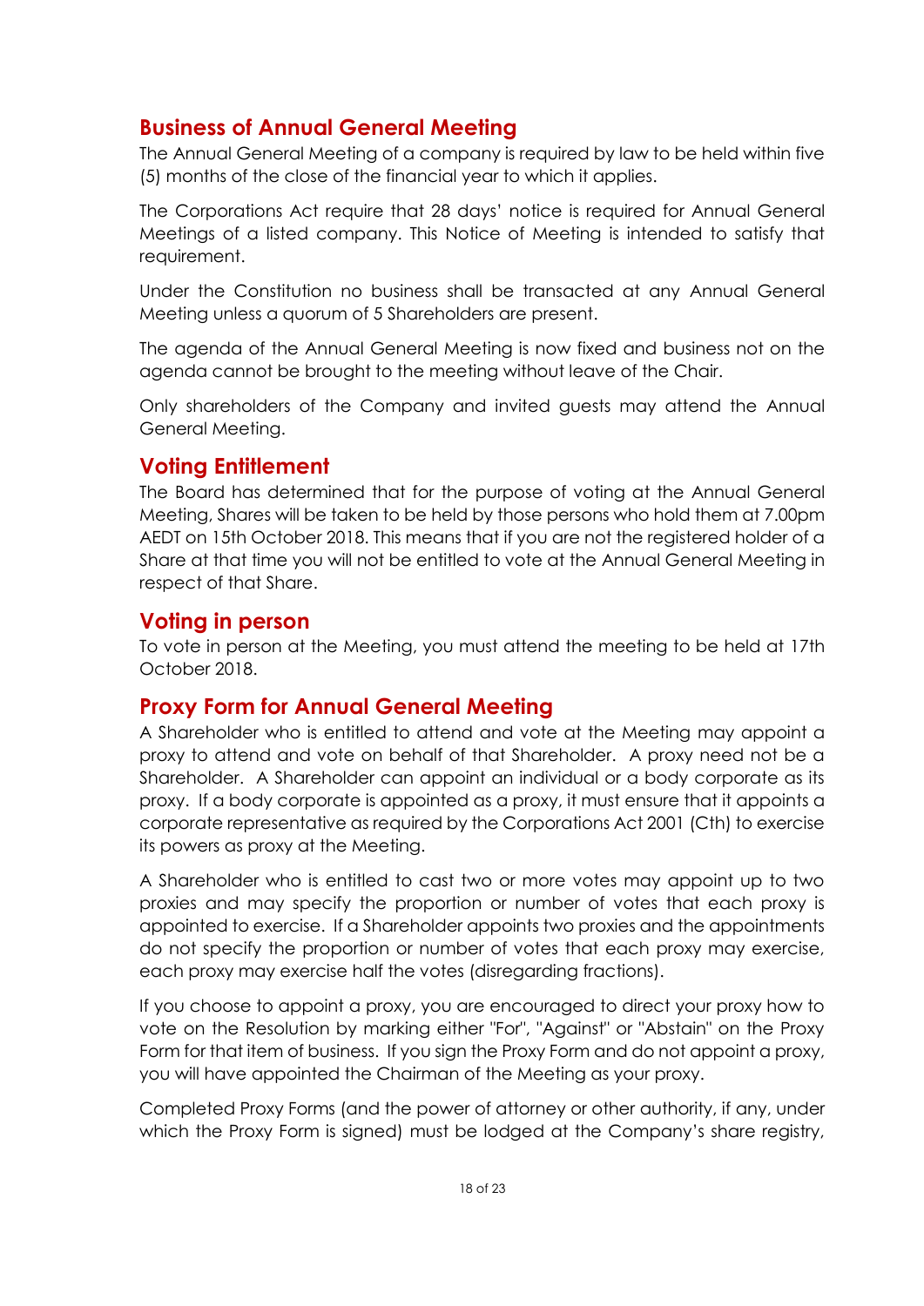## Business of Annual General Meeting

The Annual General Meeting of a company is required by law to be held within five (5) months of the close of the financial year to which it applies.

The Corporations Act require that 28 days' notice is required for Annual General Meetings of a listed company. This Notice of Meeting is intended to satisfy that requirement.

Under the Constitution no business shall be transacted at any Annual General Meeting unless a quorum of 5 Shareholders are present.

The agenda of the Annual General Meeting is now fixed and business not on the agenda cannot be brought to the meeting without leave of the Chair.

Only shareholders of the Company and invited guests may attend the Annual General Meeting.

## Voting Entitlement

The Board has determined that for the purpose of voting at the Annual General Meeting, Shares will be taken to be held by those persons who hold them at 7.00pm AEDT on 15th October 2018. This means that if you are not the registered holder of a Share at that time you will not be entitled to vote at the Annual General Meeting in respect of that Share.

## Voting in person

To vote in person at the Meeting, you must attend the meeting to be held at 17th October 2018.

## Proxy Form for Annual General Meeting

A Shareholder who is entitled to attend and vote at the Meeting may appoint a proxy to attend and vote on behalf of that Shareholder. A proxy need not be a Shareholder. A Shareholder can appoint an individual or a body corporate as its proxy. If a body corporate is appointed as a proxy, it must ensure that it appoints a corporate representative as required by the Corporations Act 2001 (Cth) to exercise its powers as proxy at the Meeting.

A Shareholder who is entitled to cast two or more votes may appoint up to two proxies and may specify the proportion or number of votes that each proxy is appointed to exercise. If a Shareholder appoints two proxies and the appointments do not specify the proportion or number of votes that each proxy may exercise, each proxy may exercise half the votes (disregarding fractions).

If you choose to appoint a proxy, you are encouraged to direct your proxy how to vote on the Resolution by marking either "For", "Against" or "Abstain" on the Proxy Form for that item of business. If you sign the Proxy Form and do not appoint a proxy, you will have appointed the Chairman of the Meeting as your proxy.

Completed Proxy Forms (and the power of attorney or other authority, if any, under which the Proxy Form is signed) must be lodged at the Company's share registry,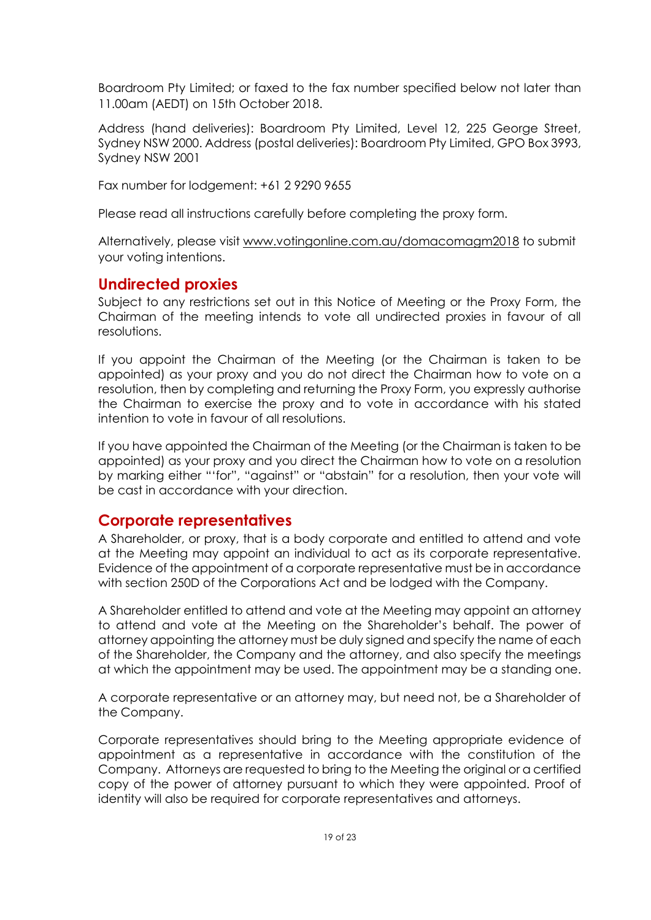Boardroom Pty Limited; or faxed to the fax number specified below not later than 11.00am (AEDT) on 15th October 2018.

Address (hand deliveries): Boardroom Pty Limited, Level 12, 225 George Street, Sydney NSW 2000. Address (postal deliveries): Boardroom Pty Limited, GPO Box 3993, Sydney NSW 2001

Fax number for lodgement: +61 2 9290 9655

Please read all instructions carefully before completing the proxy form.

Alternatively, please visit www.votingonline.com.au/domacomagm2018 to submit your voting intentions.

## Undirected proxies

Subject to any restrictions set out in this Notice of Meeting or the Proxy Form, the Chairman of the meeting intends to vote all undirected proxies in favour of all resolutions.

If you appoint the Chairman of the Meeting (or the Chairman is taken to be appointed) as your proxy and you do not direct the Chairman how to vote on a resolution, then by completing and returning the Proxy Form, you expressly authorise the Chairman to exercise the proxy and to vote in accordance with his stated intention to vote in favour of all resolutions.

If you have appointed the Chairman of the Meeting (or the Chairman is taken to be appointed) as your proxy and you direct the Chairman how to vote on a resolution by marking either "'for", "against" or "abstain" for a resolution, then your vote will be cast in accordance with your direction.

## Corporate representatives

A Shareholder, or proxy, that is a body corporate and entitled to attend and vote at the Meeting may appoint an individual to act as its corporate representative. Evidence of the appointment of a corporate representative must be in accordance with section 250D of the Corporations Act and be lodged with the Company.

A Shareholder entitled to attend and vote at the Meeting may appoint an attorney to attend and vote at the Meeting on the Shareholder's behalf. The power of attorney appointing the attorney must be duly signed and specify the name of each of the Shareholder, the Company and the attorney, and also specify the meetings at which the appointment may be used. The appointment may be a standing one.

A corporate representative or an attorney may, but need not, be a Shareholder of the Company.

Corporate representatives should bring to the Meeting appropriate evidence of appointment as a representative in accordance with the constitution of the Company. Attorneys are requested to bring to the Meeting the original or a certified copy of the power of attorney pursuant to which they were appointed. Proof of identity will also be required for corporate representatives and attorneys.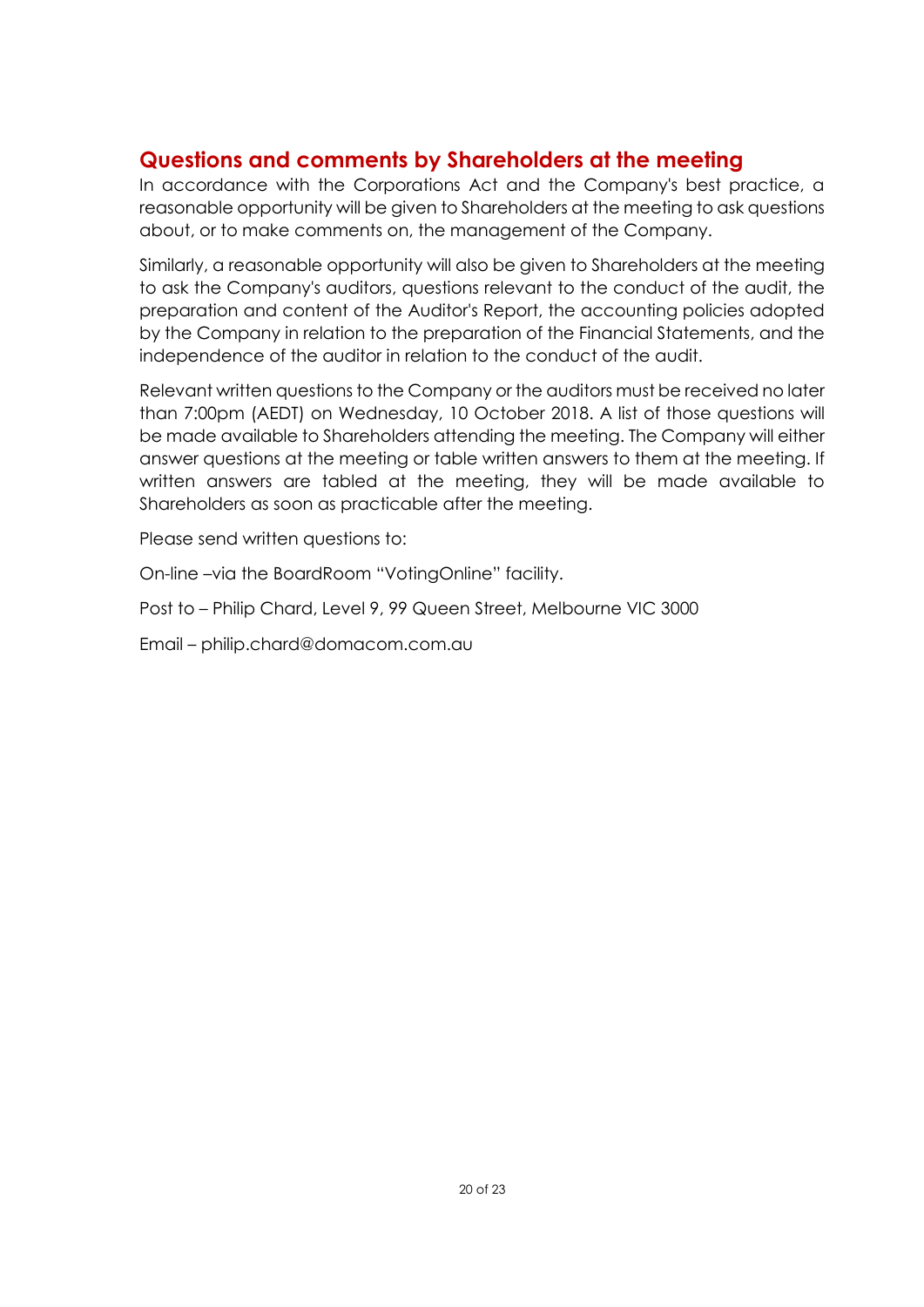## Questions and comments by Shareholders at the meeting

In accordance with the Corporations Act and the Company's best practice, a reasonable opportunity will be given to Shareholders at the meeting to ask questions about, or to make comments on, the management of the Company.

Similarly, a reasonable opportunity will also be given to Shareholders at the meeting to ask the Company's auditors, questions relevant to the conduct of the audit, the preparation and content of the Auditor's Report, the accounting policies adopted by the Company in relation to the preparation of the Financial Statements, and the independence of the auditor in relation to the conduct of the audit.

Relevant written questions to the Company or the auditors must be received no later than 7:00pm (AEDT) on Wednesday, 10 October 2018. A list of those questions will be made available to Shareholders attending the meeting. The Company will either answer questions at the meeting or table written answers to them at the meeting. If written answers are tabled at the meeting, they will be made available to Shareholders as soon as practicable after the meeting.

Please send written questions to:

On-line –via the BoardRoom "VotingOnline" facility.

Post to – Philip Chard, Level 9, 99 Queen Street, Melbourne VIC 3000

Email – philip.chard@domacom.com.au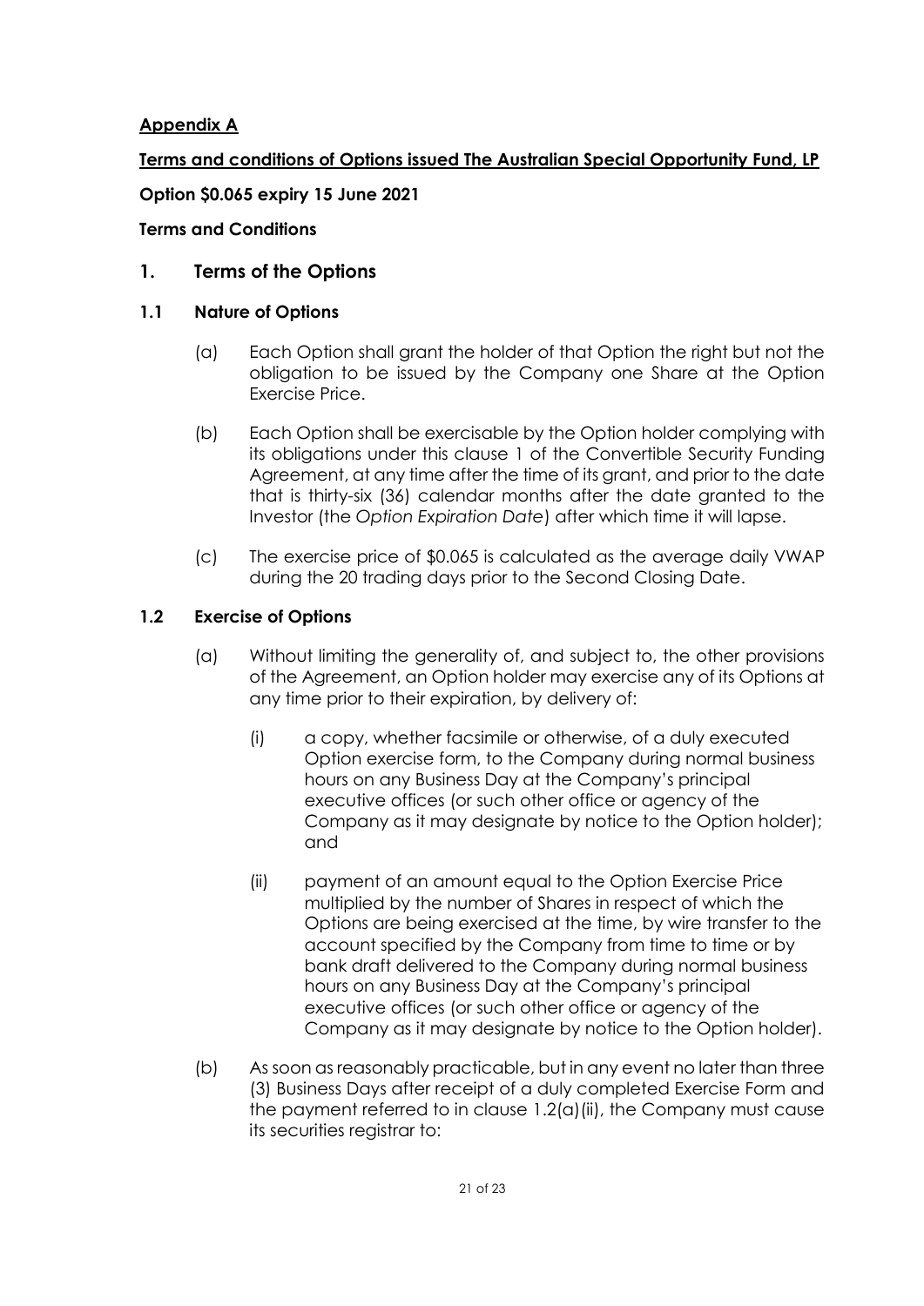**Appendix A**

**Terms and conditions of Options issued The Australian Special Opportunity Fund, LP**

**Option $0.065 expiry 15 June 2021**

**Terms and Conditions**

## 1. Terms of the Options

### 1.1 Nature of Options

(a) Each Option shall grant the holder of that Option the right but not the obligation to be issued by the Company one Share at the Option Exercise Price.

(b) Each Option shall be exercisable by the Option holder complying with its obligations under this clause 1 of the Convertible Security Funding Agreement, at any time after the time of its grant, and prior to the date that is thirty-six (36) calendar months after the date granted to the Investor (the *Option Expiration Date*) after which time it will lapse.

(c) The exercise price of $0.065 is calculated as the average daily VWAP during the 20 trading days prior to the Second Closing Date.

### 1.2 Exercise of Options

(a) Without limiting the generality of, and subject to, the other provisions of the Agreement, an Option holder may exercise any of its Options at any time prior to their expiration, by delivery of:

(i) a copy, whether facsimile or otherwise, of a duly executed Option exercise form, to the Company during normal business hours on any Business Day at the Company's principal executive offices (or such other office or agency of the Company as it may designate by notice to the Option holder); and

(ii) payment of an amount equal to the Option Exercise Price multiplied by the number of Shares in respect of which the Options are being exercised at the time, by wire transfer to the account specified by the Company from time to time or by bank draft delivered to the Company during normal business hours on any Business Day at the Company's principal executive offices (or such other office or agency of the Company as it may designate by notice to the Option holder).

(b) As soon as reasonably practicable, but in any event no later than three (3) Business Days after receipt of a duly completed Exercise Form and the payment referred to in clause 1.2(a)(ii), the Company must cause its securities registrar to: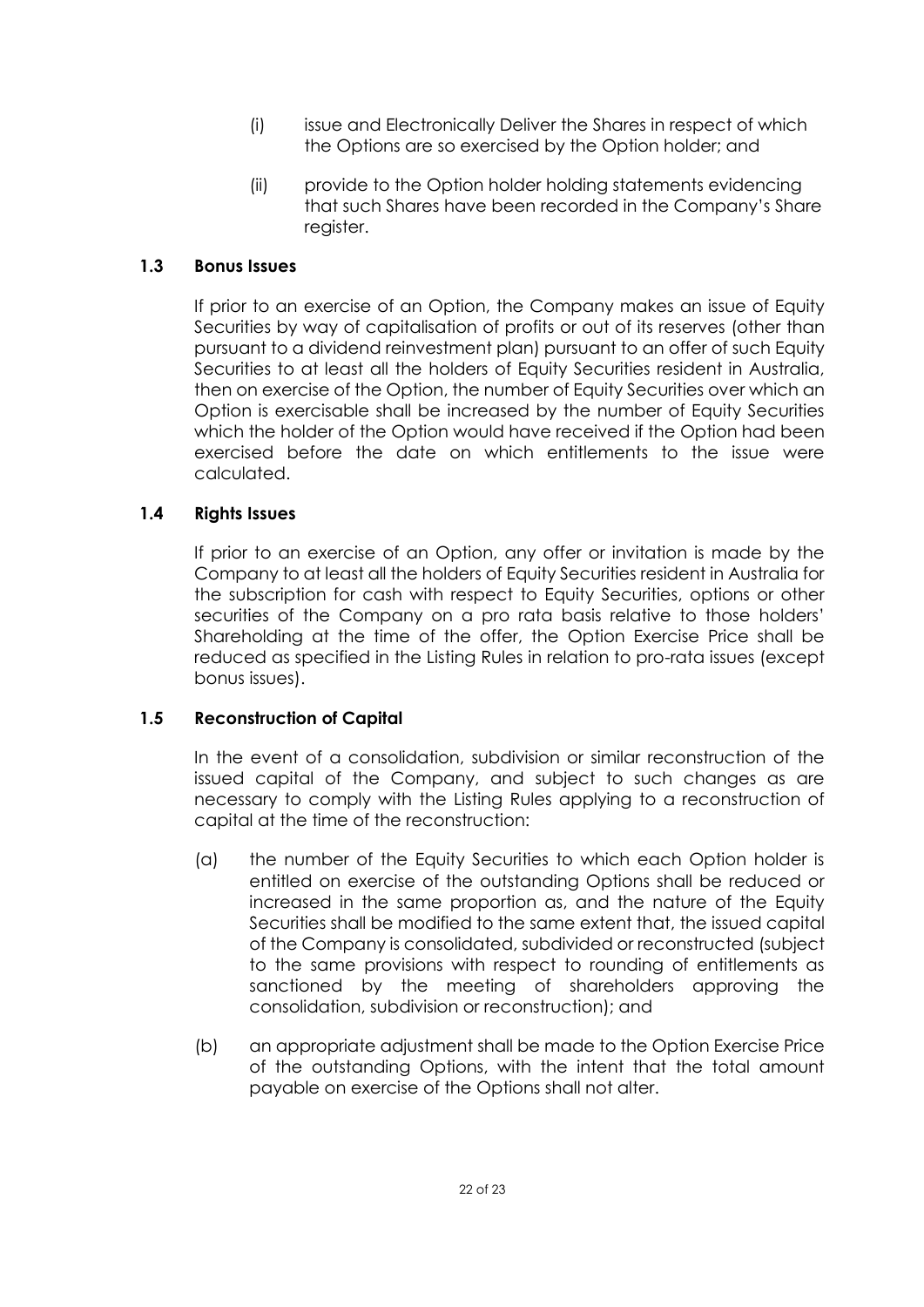(i) issue and Electronically Deliver the Shares in respect of which the Options are so exercised by the Option holder; and

(ii) provide to the Option holder holding statements evidencing that such Shares have been recorded in the Company's Share register.

### 1.3 Bonus Issues

If prior to an exercise of an Option, the Company makes an issue of Equity Securities by way of capitalisation of profits or out of its reserves (other than pursuant to a dividend reinvestment plan) pursuant to an offer of such Equity Securities to at least all the holders of Equity Securities resident in Australia, then on exercise of the Option, the number of Equity Securities over which an Option is exercisable shall be increased by the number of Equity Securities which the holder of the Option would have received if the Option had been exercised before the date on which entitlements to the issue were calculated.

### 1.4 Rights Issues

If prior to an exercise of an Option, any offer or invitation is made by the Company to at least all the holders of Equity Securities resident in Australia for the subscription for cash with respect to Equity Securities, options or other securities of the Company on a pro rata basis relative to those holders' Shareholding at the time of the offer, the Option Exercise Price shall be reduced as specified in the Listing Rules in relation to pro-rata issues (except bonus issues).

### 1.5 Reconstruction of Capital

In the event of a consolidation, subdivision or similar reconstruction of the issued capital of the Company, and subject to such changes as are necessary to comply with the Listing Rules applying to a reconstruction of capital at the time of the reconstruction:

(a) the number of the Equity Securities to which each Option holder is entitled on exercise of the outstanding Options shall be reduced or increased in the same proportion as, and the nature of the Equity Securities shall be modified to the same extent that, the issued capital of the Company is consolidated, subdivided or reconstructed (subject to the same provisions with respect to rounding of entitlements as sanctioned by the meeting of shareholders approving the consolidation, subdivision or reconstruction); and

(b) an appropriate adjustment shall be made to the Option Exercise Price of the outstanding Options, with the intent that the total amount payable on exercise of the Options shall not alter.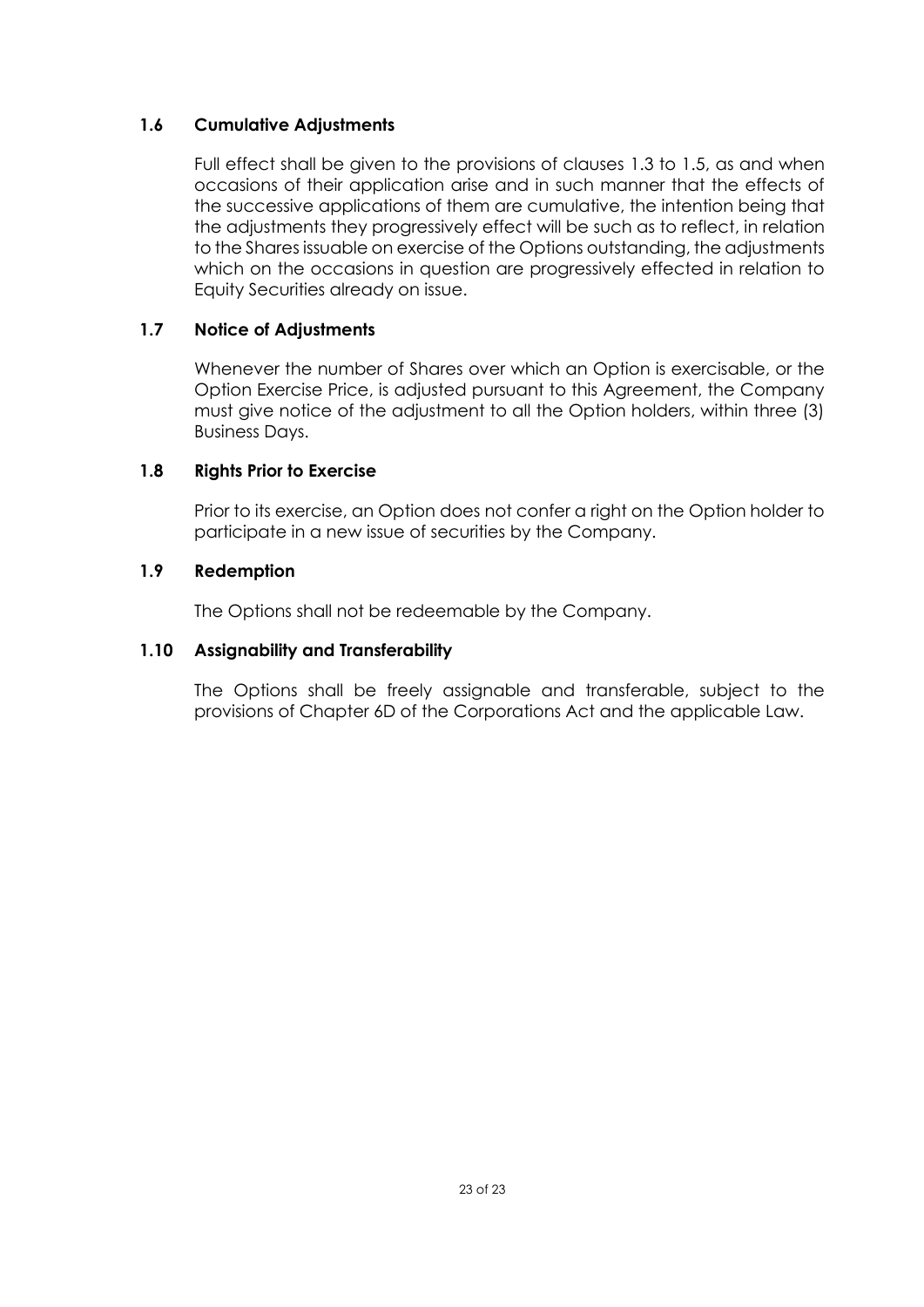### 1.6 Cumulative Adjustments

Full effect shall be given to the provisions of clauses 1.3 to 1.5, as and when occasions of their application arise and in such manner that the effects of the successive applications of them are cumulative, the intention being that the adjustments they progressively effect will be such as to reflect, in relation to the Shares issuable on exercise of the Options outstanding, the adjustments which on the occasions in question are progressively effected in relation to Equity Securities already on issue.

### 1.7 Notice of Adjustments

Whenever the number of Shares over which an Option is exercisable, or the Option Exercise Price, is adjusted pursuant to this Agreement, the Company must give notice of the adjustment to all the Option holders, within three (3) Business Days.

### 1.8 Rights Prior to Exercise

Prior to its exercise, an Option does not confer a right on the Option holder to participate in a new issue of securities by the Company.

### 1.9 Redemption

The Options shall not be redeemable by the Company.

### 1.10 Assignability and Transferability

The Options shall be freely assignable and transferable, subject to the provisions of Chapter 6D of the Corporations Act and the applicable Law.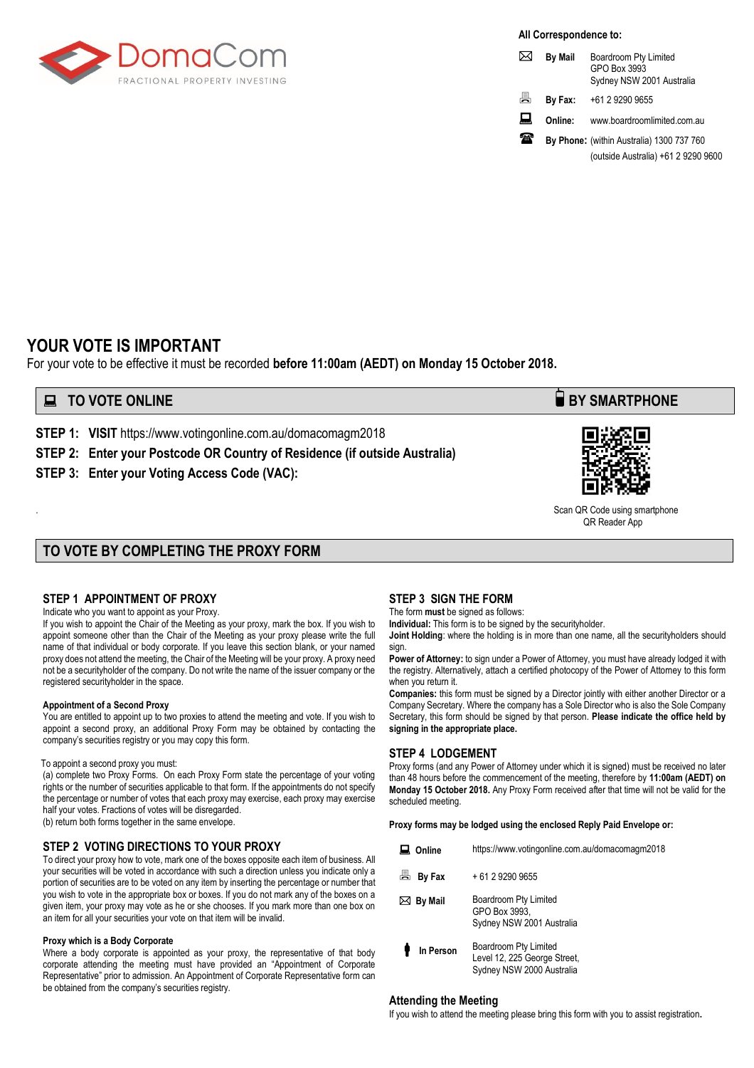DomaCom
FRACTIONAL PROPERTY INVESTING

**All Correspondence to:**

| | | |
|---|---|---|
| **By Mail** | Boardroom Pty Limited<br>GPO Box 3993<br>Sydney NSW 2001 Australia |
| **By Fax:** | +61 2 9290 9655 |
| **Online:** | www.boardroomlimited.com.au |
| **By Phone:** | (within Australia) 1300 737 760<br>(outside Australia) +61 2 9290 9600 |

# YOUR VOTE IS IMPORTANT

For your vote to be effective it must be recorded **before 11:00am (AEDT) on Monday 15 October 2018.**

## TO VOTE ONLINE

**STEP 1: VISIT** https://www.votingonline.com.au/domacomagm2018

**STEP 2: Enter your Postcode OR Country of Residence (if outside Australia)**

**STEP 3: Enter your Voting Access Code (VAC):**

## BY SMARTPHONE

Scan QR Code using smartphone QR Reader App

## TO VOTE BY COMPLETING THE PROXY FORM

### STEP 1 APPOINTMENT OF PROXY

Indicate who you want to appoint as your Proxy.

If you wish to appoint the Chair of the Meeting as your proxy, mark the box. If you wish to appoint someone other than the Chair of the Meeting as your proxy please write the full name of that individual or body corporate. If you leave this section blank, or your named proxy does not attend the meeting, the Chair of the Meeting will be your proxy. A proxy need not be a securityholder of the company. Do not write the name of the issuer company or the registered securityholder in the space.

**Appointment of a Second Proxy**

You are entitled to appoint up to two proxies to attend the meeting and vote. If you wish to appoint a second proxy, an additional Proxy Form may be obtained by contacting the company's securities registry or you may copy this form.

To appoint a second proxy you must:

(a) complete two Proxy Forms. On each Proxy Form state the percentage of your voting rights or the number of securities applicable to that form. If the appointments do not specify the percentage or number of votes that each proxy may exercise, each proxy may exercise half your votes. Fractions of votes will be disregarded.

(b) return both forms together in the same envelope.

### STEP 2 VOTING DIRECTIONS TO YOUR PROXY

To direct your proxy how to vote, mark one of the boxes opposite each item of business. All your securities will be voted in accordance with such a direction unless you indicate only a portion of securities are to be voted on any item by inserting the percentage or number that you wish to vote in the appropriate box or boxes. If you do not mark any of the boxes on a given item, your proxy may vote as he or she chooses. If you mark more than one box on an item for all your securities your vote on that item will be invalid.

**Proxy which is a Body Corporate**

Where a body corporate is appointed as your proxy, the representative of that body corporate attending the meeting must have provided an "Appointment of Corporate Representative" prior to admission. An Appointment of Corporate Representative form can be obtained from the company's securities registry.

### STEP 3 SIGN THE FORM

The form **must** be signed as follows:

**Individual:** This form is to be signed by the securityholder.

**Joint Holding**: where the holding is in more than one name, all the securityholders should sign.

**Power of Attorney:** to sign under a Power of Attorney, you must have already lodged it with the registry. Alternatively, attach a certified photocopy of the Power of Attorney to this form when you return it.

**Companies:** this form must be signed by a Director jointly with either another Director or a Company Secretary. Where the company has a Sole Director who is also the Sole Company Secretary, this form should be signed by that person. **Please indicate the office held by signing in the appropriate place.**

### STEP 4 LODGEMENT

Proxy forms (and any Power of Attorney under which it is signed) must be received no later than 48 hours before the commencement of the meeting, therefore by **11:00am (AEDT) on Monday 15 October 2018.** Any Proxy Form received after that time will not be valid for the scheduled meeting.

**Proxy forms may be lodged using the enclosed Reply Paid Envelope or:**

| | |
|---|---|
| **Online** | https://www.votingonline.com.au/domacomagm2018 |
| **By Fax** | + 61 2 9290 9655 |
| **By Mail** | Boardroom Pty Limited<br>GPO Box 3993,<br>Sydney NSW 2001 Australia |
| **In Person** | Boardroom Pty Limited<br>Level 12, 225 George Street,<br>Sydney NSW 2000 Australia |

### Attending the Meeting

If you wish to attend the meeting please bring this form with you to assist registration.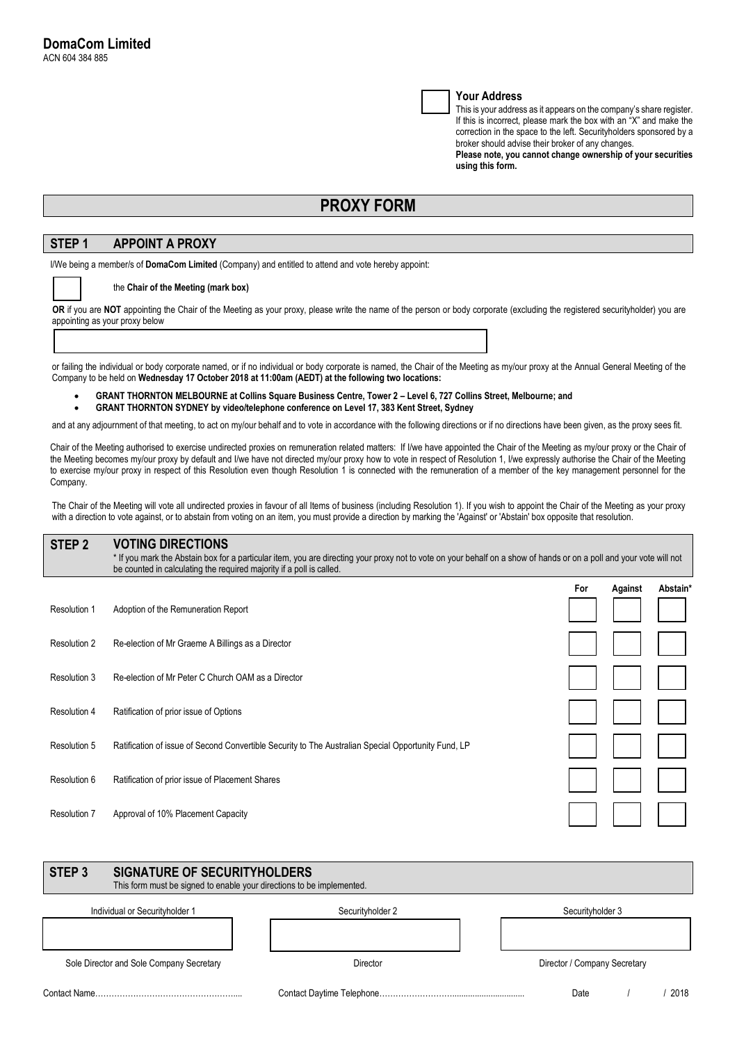**DomaCom Limited**
ACN 604 384 885

**Your Address**
This is your address as it appears on the company's share register. If this is incorrect, please mark the box with an "X" and make the correction in the space to the left. Securityholders sponsored by a broker should advise their broker of any changes.
**Please note, you cannot change ownership of your securities using this form.**

# PROXY FORM

## STEP 1 APPOINT A PROXY

I/We being a member/s of **DomaCom Limited** (Company) and entitled to attend and vote hereby appoint:

☐ the **Chair of the Meeting (mark box)**

**OR** if you are **NOT** appointing the Chair of the Meeting as your proxy, please write the name of the person or body corporate (excluding the registered securityholder) you are appointing as your proxy below

or failing the individual or body corporate named, or if no individual or body corporate is named, the Chair of the Meeting as my/our proxy at the Annual General Meeting of the Company to be held on **Wednesday 17 October 2018 at 11:00am (AEDT) at the following two locations:**

- **GRANT THORNTON MELBOURNE at Collins Square Business Centre, Tower 2 – Level 6, 727 Collins Street, Melbourne; and**
- **GRANT THORNTON SYDNEY by video/telephone conference on Level 17, 383 Kent Street, Sydney**

and at any adjournment of that meeting, to act on my/our behalf and to vote in accordance with the following directions or if no directions have been given, as the proxy sees fit.

Chair of the Meeting authorised to exercise undirected proxies on remuneration related matters: If I/we have appointed the Chair of the Meeting as my/our proxy or the Chair of the Meeting becomes my/our proxy by default and I/we have not directed my/our proxy how to vote in respect of Resolution 1, I/we expressly authorise the Chair of the Meeting to exercise my/our proxy in respect of this Resolution even though Resolution 1 is connected with the remuneration of a member of the key management personnel for the Company.

The Chair of the Meeting will vote all undirected proxies in favour of all Items of business (including Resolution 1). If you wish to appoint the Chair of the Meeting as your proxy with a direction to vote against, or to abstain from voting on an item, you must provide a direction by marking the 'Against' or 'Abstain' box opposite that resolution.

## STEP 2 VOTING DIRECTIONS

\* If you mark the Abstain box for a particular item, you are directing your proxy not to vote on your behalf on a show of hands or on a poll and your vote will not be counted in calculating the required majority if a poll is called.

| | | For | Against | Abstain* |
|---|---|---|---|---|
| Resolution 1 | Adoption of the Remuneration Report | ☐ | ☐ | ☐ |
| Resolution 2 | Re-election of Mr Graeme A Billings as a Director | ☐ | ☐ | ☐ |
| Resolution 3 | Re-election of Mr Peter C Church OAM as a Director | ☐ | ☐ | ☐ |
| Resolution 4 | Ratification of prior issue of Options | ☐ | ☐ | ☐ |
| Resolution 5 | Ratification of issue of Second Convertible Security to The Australian Special Opportunity Fund, LP | ☐ | ☐ | ☐ |
| Resolution 6 | Ratification of prior issue of Placement Shares | ☐ | ☐ | ☐ |
| Resolution 7 | Approval of 10% Placement Capacity | ☐ | ☐ | ☐ |

## STEP 3 SIGNATURE OF SECURITYHOLDERS

This form must be signed to enable your directions to be implemented.

| Individual or Securityholder 1 | Securityholder 2 | Securityholder 3 |
|---|---|---|
| | | |
| Sole Director and Sole Company Secretary | Director | Director / Company Secretary |

Contact Name…………………………………………... Contact Daytime Telephone………………………............................ Date / / 2018